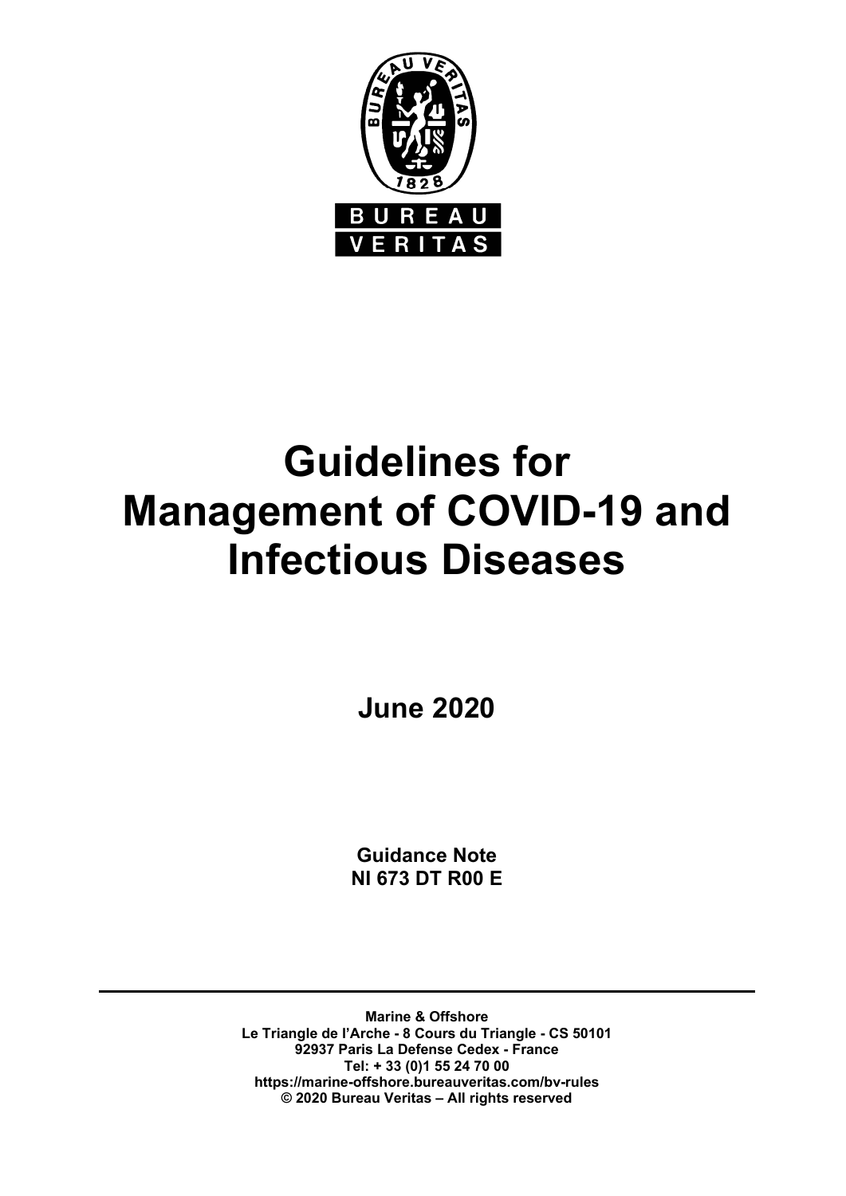BUREAU VERITAS

# Guidelines for Management of COVID-19 and Infectious Diseases

**June 2020**

**Guidance Note**
**NI 673 DT R00 E**

---

**Marine & Offshore**
**Le Triangle de l'Arche - 8 Cours du Triangle - CS 50101**
**92937 Paris La Defense Cedex - France**
**Tel: + 33 (0)1 55 24 70 00**
**https://marine-offshore.bureauveritas.com/bv-rules**
**© 2020 Bureau Veritas – All rights reserved**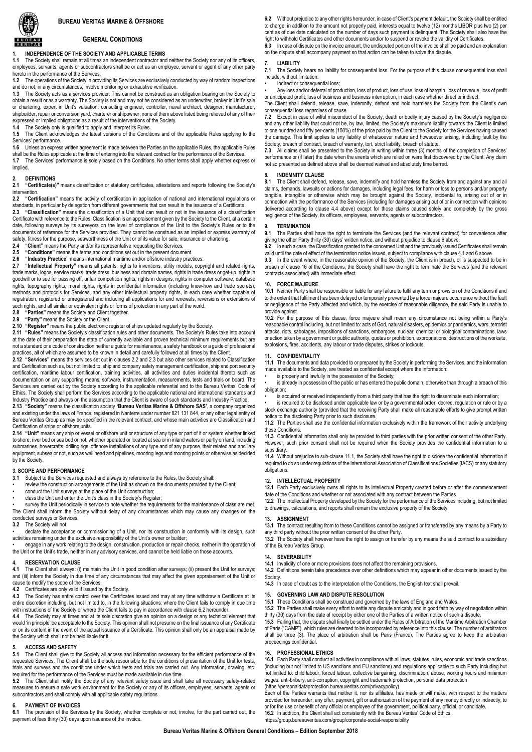# BUREAU VERITAS MARINE & OFFSHORE

## GENERAL CONDITIONS

### 1. INDEPENDENCE OF THE SOCIETY AND APPLICABLE TERMS

**1.1** The Society shall remain at all times an independent contractor and neither the Society nor any of its officers, employees, servants, agents or subcontractors shall be or act as an employee, servant or agent of any other party hereto in the performance of the Services.

**1.2** The operations of the Society in providing its Services are exclusively conducted by way of random inspections and do not, in any circumstances, involve monitoring or exhaustive verification.

**1.3** The Society acts as a services provider. This cannot be construed as an obligation bearing on the Society to obtain a result or as a warranty. The Society is not and may not be considered as an underwriter, broker in Unit's sale or chartering, expert in Unit's valuation, consulting engineer, controller, naval architect, designer, manufacturer, shipbuilder, repair or conversion yard, charterer or shipowner; none of them above listed being relieved of any of their expressed or implied obligations as a result of the interventions of the Society.

**1.4** The Society only is qualified to apply and interpret its Rules.

**1.5** The Client acknowledges the latest versions of the Conditions and of the applicable Rules applying to the Services' performance.

**1.6** Unless an express written agreement is made between the Parties on the applicable Rules, the applicable Rules shall be the Rules applicable at the time of entering into the relevant contract for the performance of the Services.

**1.7** The Services' performance is solely based on the Conditions. No other terms shall apply whether express or implied.

### 2. DEFINITIONS

**2.1** **"Certificate(s)"** means classification or statutory certificates, attestations and reports following the Society's intervention.

**2.2** **"Certification"** means the activity of certification in application of national and international regulations or standards, in particular by delegation from different governments that can result in the issuance of a Certificate.

**2.3** **"Classification"** means the classification of a Unit that can result or not in the issuance of a classification Certificate with reference to the Rules. Classification is an appraisement given by the Society to the Client, at a certain date, following surveys by its surveyors on the level of compliance of the Unit to the Society's Rules or to the documents of reference for the Services provided. They cannot be construed as an implied or express warranty of safety, fitness for the purpose, seaworthiness of the Unit or of its value for sale, insurance or chartering.

**2.4** **"Client"** means the Party and/or its representative requesting the Services.

**2.5** **"Conditions"** means the terms and conditions set out in the present document.

**2.6** **"Industry Practice"** means international maritime and/or offshore industry practices.

**2.7** **"Intellectual Property"** means all patents, rights to inventions, utility models, copyright and related rights, trade marks, logos, service marks, trade dress, business and domain names, rights in trade dress or get-up, rights in goodwill or to sue for passing off, unfair competition rights, rights in designs, rights in computer software, database rights, topography rights, moral rights, rights in confidential information (including know-how and trade secrets), methods and protocols for Services, and any other intellectual property rights, in each case whether capable of registration, registered or unregistered and including all applications for and renewals, reversions or extensions of such rights, and all similar or equivalent rights or forms of protection in any part of the world.

**2.8** **"Parties"** means the Society and Client together.

**2.9** **"Party"** means the Society or the Client.

**2.10** **"Register"** means the public electronic register of ships updated regularly by the Society.

**2.11** **"Rules"** means the Society's classification rules and other documents. The Society's Rules take into account at the date of their preparation the state of currently available and proven technical minimum requirements but are not a standard or a code of construction neither a guide for maintenance, a safety handbook or a guide of professional practices, all of which are assumed to be known in detail and carefully followed at all times by the Client.

**2.12** **"Services"** means the services set out in clauses 2.2 and 2.3 but also other services related to Classification and Certification such as, but not limited to: ship and company safety management certification, ship and port security certification, maritime labour certification, training activities, all activities and duties incidental thereto such as documentation on any supporting means, software, instrumentation, measurements, tests and trials on board. The Services are carried out by the Society according to the applicable referential and to the Bureau Veritas' Code of Ethics. The Society shall perform the Services according to the applicable national and international standards and Industry Practice and always on the assumption that the Client is aware of such standards and Industry Practice.

**2.13** **"Society"** means the classification society **'Bureau Veritas Marine & Offshore SAS'**, a company organized and existing under the laws of France, registered in Nanterre under number 821 131 844, or any other legal entity of Bureau Veritas Group as may be specified in the relevant contract, and whose main activities are Classification and Certification of ships or offshore units.

**2.14** **"Unit"** means any ship or vessel or offshore unit or structure of any type or part of it or system whether linked to shore, river bed or sea bed or not, whether operated or located at sea or in inland waters or partly on land, including submarines, hovercrafts, drilling rigs, offshore installations of any type and of any purpose, their related and ancillary equipment, subsea or not, such as well head and pipelines, mooring legs and mooring points or otherwise as decided by the Society.

### 3. SCOPE AND PERFORMANCE

**3.1** Subject to the Services requested and always by reference to the Rules, the Society shall:

- review the construction arrangements of the Unit as shown on the documents provided by the Client;
- conduct the Unit surveys at the place of the Unit construction;
- class the Unit and enter the Unit's class in the Society's Register;
- survey the Unit periodically in service to note whether the requirements for the maintenance of class are met.

The Client shall inform the Society without delay of any circumstances which may cause any changes on the conducted surveys or Services.

**3.2** The Society will not:

- declare the acceptance or commissioning of a Unit, nor its construction in conformity with its design, such activities remaining under the exclusive responsibility of the Unit's owner or builder;
- engage in any work relating to the design, construction, production or repair checks, neither in the operation of the Unit or the Unit's trade, neither in any advisory services, and cannot be held liable on those accounts.

### 4. RESERVATION CLAUSE

**4.1** The Client shall always: (i) maintain the Unit in good condition after surveys; (ii) present the Unit for surveys; and (iii) inform the Society in due time of any circumstances that may affect the given appraisement of the Unit or cause to modify the scope of the Services.

**4.2** Certificates are only valid if issued by the Society.

**4.3** The Society has entire control over the Certificates issued and may at any time withdraw a Certificate at its entire discretion including, but not limited to, in the following situations: where the Client fails to comply in due time with instructions of the Society or where the Client fails to pay in accordance with clause 6.2 hereunder.

**4.4** The Society may at times and at its sole discretion give an opinion on a design or any technical element that would 'in principle' be acceptable to the Society. This opinion shall not presume on the final issuance of any Certificate or on its content in the event of the actual issuance of a Certificate. This opinion shall only be an appraisal made by the Society which shall not be held liable for it.

### 5. ACCESS AND SAFETY

**5.1** The Client shall give to the Society all access and information necessary for the efficient performance of the requested Services. The Client shall be the sole responsible for the conditions of presentation of the Unit for tests, trials and surveys and the conditions under which tests and trials are carried out. Any information, drawing, etc. required for the performance of the Services must be made available in due time.

**5.2** The Client shall notify the Society of any relevant safety issue and shall take all necessary safety-related measures to ensure a safe work environment for the Society or any of its officers, employees, servants, agents or subcontractors and shall comply with all applicable safety regulations.

### 6. PAYMENT OF INVOICES

**6.1** The provision of the Services by the Society, whether complete or not, involve, for the part carried out, the payment of fees thirty (30) days upon issuance of the invoice.

**6.2** Without prejudice to any other rights hereunder, in case of Client's payment default, the Society shall be entitled to charge, in addition to the amount not properly paid, interests equal to twelve (12) months LIBOR plus two (2) per cent as of due date calculated on the number of days such payment is delinquent. The Society shall also have the right to withhold Certificates and other documents and/or to suspend or revoke the validity of Certificates.

**6.3** In case of dispute on the invoice amount, the undisputed portion of the invoice shall be paid and an explanation on the dispute shall accompany payment so that action can be taken to solve the dispute.

### 7. LIABILITY

**7.1** The Society bears no liability for consequential loss. For the purpose of this clause consequential loss shall include, without limitation:

- Indirect or consequential loss;
- Any loss and/or deferral of production, loss of product, loss of use, loss of bargain, loss of revenue, loss of profit or anticipated profit, loss of business and business interruption, in each case whether direct or indirect.

The Client shall defend, release, save, indemnify, defend and hold harmless the Society from the Client's own consequential loss regardless of cause.

**7.2** Except in case of wilful misconduct of the Society, death or bodily injury caused by the Society's negligence and any other liability that could not be, by law, limited, the Society's maximum liability towards the Client is limited to one hundred and fifty per-cents (150%) of the price paid by the Client to the Society for the Services having caused the damage. This limit applies to any liability of whatsoever nature and howsoever arising, including fault by the Society, breach of contract, breach of warranty, tort, strict liability, breach of statute.

**7.3** All claims shall be presented to the Society in writing within three (3) months of the completion of Services' performance or (if later) the date when the events which are relied on were first discovered by the Client. Any claim not so presented as defined above shall be deemed waived and absolutely time barred.

### 8. INDEMNITY CLAUSE

**8.1** The Client shall defend, release, save, indemnify and hold harmless the Society from and against any and all claims, demands, lawsuits or actions for damages, including legal fees, for harm or loss to persons and/or property tangible, intangible or otherwise which may be brought against the Society, incidental to, arising out of or in connection with the performance of the Services (including for damages arising out of or in connection with opinions delivered according to clause 4.4 above) except for those claims caused solely and completely by the gross negligence of the Society, its officers, employees, servants, agents or subcontractors.

### 9. TERMINATION

**9.1** The Parties shall have the right to terminate the Services (and the relevant contract) for convenience after giving the other Party thirty (30) days' written notice, and without prejudice to clause 6 above.

**9.2** In such a case, the Classification granted to the concerned Unit and the previously issued Certificates shall remain valid until the date of effect of the termination notice issued, subject to compliance with clause 4.1 and 6 above.

**9.3** In the event where, in the reasonable opinion of the Society, the Client is in breach, or is suspected to be in breach of clause 16 of the Conditions, the Society shall have the right to terminate the Services (and the relevant contracts associated) with immediate effect.

### 10. FORCE MAJEURE

**10.1** Neither Party shall be responsible or liable for any failure to fulfil any term or provision of the Conditions if and to the extent that fulfilment has been delayed or temporarily prevented by a force majeure occurrence without the fault or negligence of the Party affected and which, by the exercise of reasonable diligence, the said Party is unable to provide against.

**10.2** For the purpose of this clause, force majeure shall mean any circumstance not being within a Party's reasonable control including, but not limited to: acts of God, natural disasters, epidemics or pandemics, wars, terrorist attacks, riots, sabotages, impositions of sanctions, embargoes, nuclear, chemical or biological contaminations, laws or action taken by a government or public authority, quotas or prohibition, expropriations, destructions of the worksite, explosions, fires, accidents, any labour or trade disputes, strikes or lockouts.

### 11. CONFIDENTIALITY

**11.1** The documents and data provided to or prepared by the Society in performing the Services, and the information made available to the Society, are treated as confidential except where the information:

- is properly and lawfully in the possession of the Society;
- is already in possession of the public or has entered the public domain, otherwise than through a breach of this obligation;
- is acquired or received independently from a third party that has the right to disseminate such information;
- is required to be disclosed under applicable law or by a governmental order, decree, regulation or rule or by a stock exchange authority (provided that the receiving Party shall make all reasonable efforts to give prompt written notice to the disclosing Party prior to such disclosure.

**11.2** The Parties shall use the confidential information exclusively within the framework of their activity underlying these Conditions.

**11.3** Confidential information shall only be provided to third parties with the prior written consent of the other Party. However, such prior consent shall not be required when the Society provides the confidential information to a subsidiary.

**11.4** Without prejudice to sub-clause 11.1, the Society shall have the right to disclose the confidential information if required to do so under regulations of the International Association of Classifications Societies (IACS) or any statutory obligations.

### 12. INTELLECTUAL PROPERTY

**12.1** Each Party exclusively owns all rights to its Intellectual Property created before or after the commencement date of the Conditions and whether or not associated with any contract between the Parties.

**12.2** The Intellectual Property developed by the Society for the performance of the Services including, but not limited to drawings, calculations, and reports shall remain the exclusive property of the Society.

### 13. ASSIGNMENT

**13.1** The contract resulting from to these Conditions cannot be assigned or transferred by any means by a Party to any third party without the prior written consent of the other Party.

**13.2** The Society shall however have the right to assign or transfer by any means the said contract to a subsidiary of the Bureau Veritas Group.

### 14. SEVERABILITY

**14.1** Invalidity of one or more provisions does not affect the remaining provisions.

**14.2** Definitions herein take precedence over other definitions which may appear in other documents issued by the Society.

**14.3** In case of doubt as to the interpretation of the Conditions, the English text shall prevail.

### 15. GOVERNING LAW AND DISPUTE RESOLUTION

**15.1** These Conditions shall be construed and governed by the laws of England and Wales.

**15.2** The Parties shall make every effort to settle any dispute amicably and in good faith by way of negotiation within thirty (30) days from the date of receipt by either one of the Parties of a written notice of such a dispute.

**15.3** Failing that, the dispute shall finally be settled under the Rules of Arbitration of the Maritime Arbitration Chamber of Paris ("CAMP"), which rules are deemed to be incorporated by reference into this clause. The number of arbitrators shall be three (3). The place of arbitration shall be Paris (France). The Parties agree to keep the arbitration proceedings confidential.

### 16. PROFESSIONAL ETHICS

**16.1** Each Party shall conduct all activities in compliance with all laws, statutes, rules, economic and trade sanctions (including but not limited to US sanctions and EU sanctions) and regulations applicable to such Party including but not limited to: child labour, forced labour, collective bargaining, discrimination, abuse, working hours and minimum wages, anti-bribery, anti-corruption, copyright and trademark protection, personal data protection (https://personaldataprotection.bureauveritas.com/privacypolicy).

Each of the Parties warrants that neither it, nor its affiliates, has made or will make, with respect to the matters provided for hereunder, any offer, payment, gift or authorization of the payment of any money directly or indirectly, to or for the use or benefit of any official or employee of the government, political party, official, or candidate.

**16.2** In addition, the Client shall act consistently with the Bureau Veritas' Code of Ethics.

https://group.bureauveritas.com/group/corporate-social-responsibility

Bureau Veritas Marine & Offshore General Conditions – Edition September 2018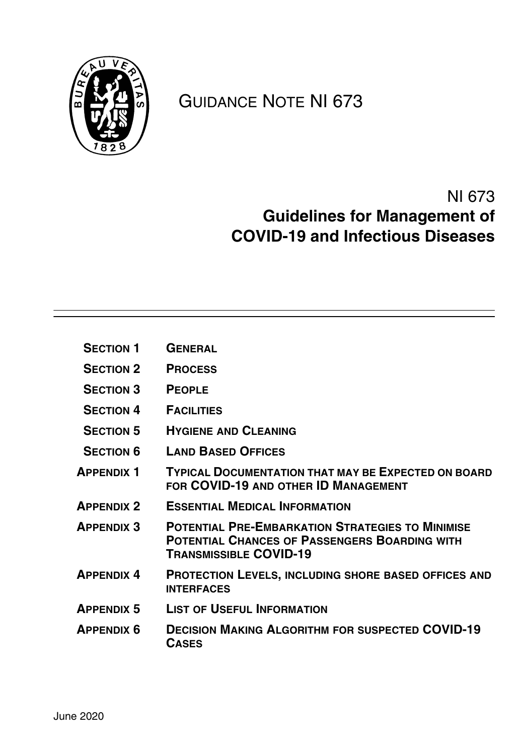# GUIDANCE NOTE NI 673

## NI 673
## Guidelines for Management of COVID-19 and Infectious Diseases

| | |
|---|---|
| **SECTION 1** | **GENERAL** |
| **SECTION 2** | **PROCESS** |
| **SECTION 3** | **PEOPLE** |
| **SECTION 4** | **FACILITIES** |
| **SECTION 5** | **HYGIENE AND CLEANING** |
| **SECTION 6** | **LAND BASED OFFICES** |
| **APPENDIX 1** | **TYPICAL DOCUMENTATION THAT MAY BE EXPECTED ON BOARD FOR COVID-19 AND OTHER ID MANAGEMENT** |
| **APPENDIX 2** | **ESSENTIAL MEDICAL INFORMATION** |
| **APPENDIX 3** | **POTENTIAL PRE-EMBARKATION STRATEGIES TO MINIMISE POTENTIAL CHANCES OF PASSENGERS BOARDING WITH TRANSMISSIBLE COVID-19** |
| **APPENDIX 4** | **PROTECTION LEVELS, INCLUDING SHORE BASED OFFICES AND INTERFACES** |
| **APPENDIX 5** | **LIST OF USEFUL INFORMATION** |
| **APPENDIX 6** | **DECISION MAKING ALGORITHM FOR SUSPECTED COVID-19 CASES** |

June 2020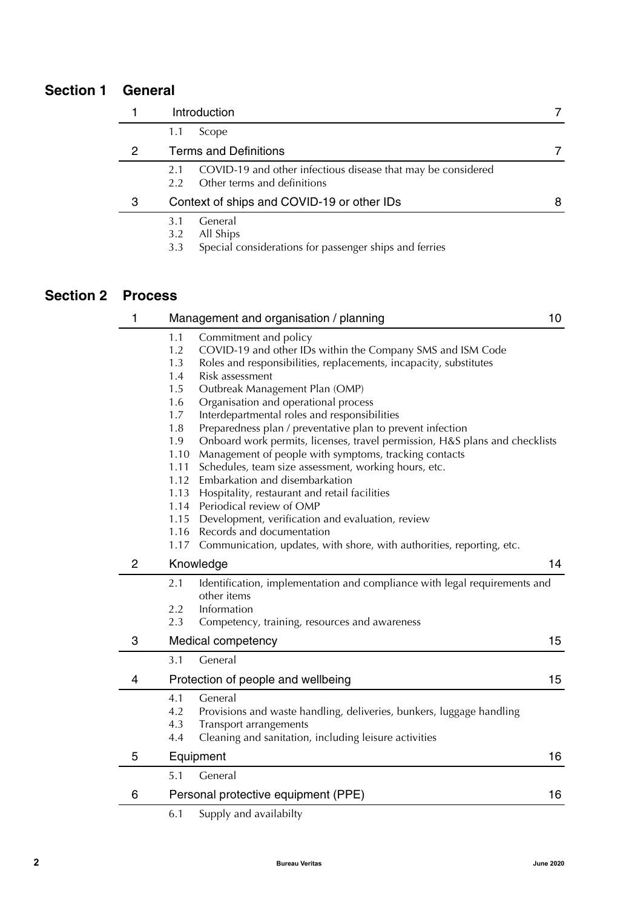## Section 1 General

| | | |
|---|---|---|
| 1 | Introduction | 7 |
| | 1.1 Scope | |
| 2 | Terms and Definitions | 7 |
| | 2.1 COVID-19 and other infectious disease that may be considered<br>2.2 Other terms and definitions | |
| 3 | Context of ships and COVID-19 or other IDs | 8 |
| | 3.1 General<br>3.2 All Ships<br>3.3 Special considerations for passenger ships and ferries | |

## Section 2 Process

| | | |
|---|---|---|
| 1 | Management and organisation / planning | 10 |
| | 1.1 Commitment and policy<br>1.2 COVID-19 and other IDs within the Company SMS and ISM Code<br>1.3 Roles and responsibilities, replacements, incapacity, substitutes<br>1.4 Risk assessment<br>1.5 Outbreak Management Plan (OMP)<br>1.6 Organisation and operational process<br>1.7 Interdepartmental roles and responsibilities<br>1.8 Preparedness plan / preventative plan to prevent infection<br>1.9 Onboard work permits, licenses, travel permission, H&S plans and checklists<br>1.10 Management of people with symptoms, tracking contacts<br>1.11 Schedules, team size assessment, working hours, etc.<br>1.12 Embarkation and disembarkation<br>1.13 Hospitality, restaurant and retail facilities<br>1.14 Periodical review of OMP<br>1.15 Development, verification and evaluation, review<br>1.16 Records and documentation<br>1.17 Communication, updates, with shore, with authorities, reporting, etc. | |
| 2 | Knowledge | 14 |
| | 2.1 Identification, implementation and compliance with legal requirements and other items<br>2.2 Information<br>2.3 Competency, training, resources and awareness | |
| 3 | Medical competency | 15 |
| | 3.1 General | |
| 4 | Protection of people and wellbeing | 15 |
| | 4.1 General<br>4.2 Provisions and waste handling, deliveries, bunkers, luggage handling<br>4.3 Transport arrangements<br>4.4 Cleaning and sanitation, including leisure activities | |
| 5 | Equipment | 16 |
| | 5.1 General | |
| 6 | Personal protective equipment (PPE) | 16 |
| | 6.1 Supply and availabilty | |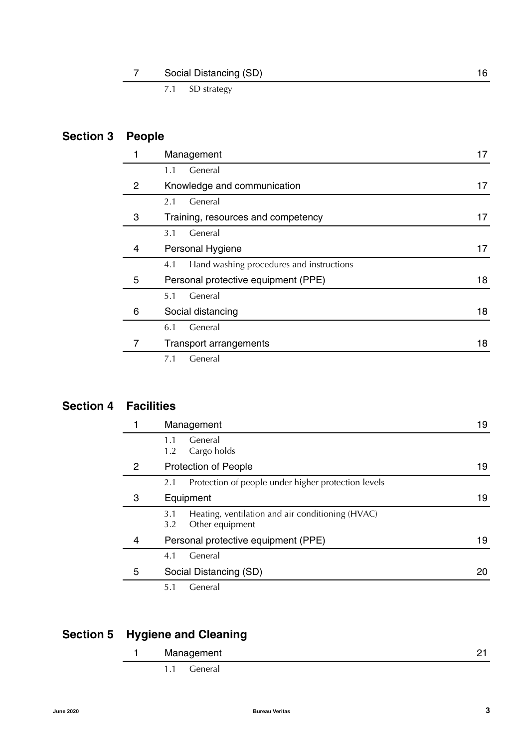| | | |
|---|---|---|
| 7 | Social Distancing (SD) | 16 |
| | 7.1 SD strategy | |

## Section 3 People

| | | |
|---|---|---|
| 1 | Management | 17 |
| | 1.1 General | |
| 2 | Knowledge and communication | 17 |
| | 2.1 General | |
| 3 | Training, resources and competency | 17 |
| | 3.1 General | |
| 4 | Personal Hygiene | 17 |
| | 4.1 Hand washing procedures and instructions | |
| 5 | Personal protective equipment (PPE) | 18 |
| | 5.1 General | |
| 6 | Social distancing | 18 |
| | 6.1 General | |
| 7 | Transport arrangements | 18 |
| | 7.1 General | |

## Section 4 Facilities

| | | |
|---|---|---|
| 1 | Management | 19 |
| | 1.1 General<br>1.2 Cargo holds | |
| 2 | Protection of People | 19 |
| | 2.1 Protection of people under higher protection levels | |
| 3 | Equipment | 19 |
| | 3.1 Heating, ventilation and air conditioning (HVAC)<br>3.2 Other equipment | |
| 4 | Personal protective equipment (PPE) | 19 |
| | 4.1 General | |
| 5 | Social Distancing (SD) | 20 |
| | 5.1 General | |

## Section 5 Hygiene and Cleaning

| | | |
|---|---|---|
| 1 | Management | 21 |
| | 1.1 General | |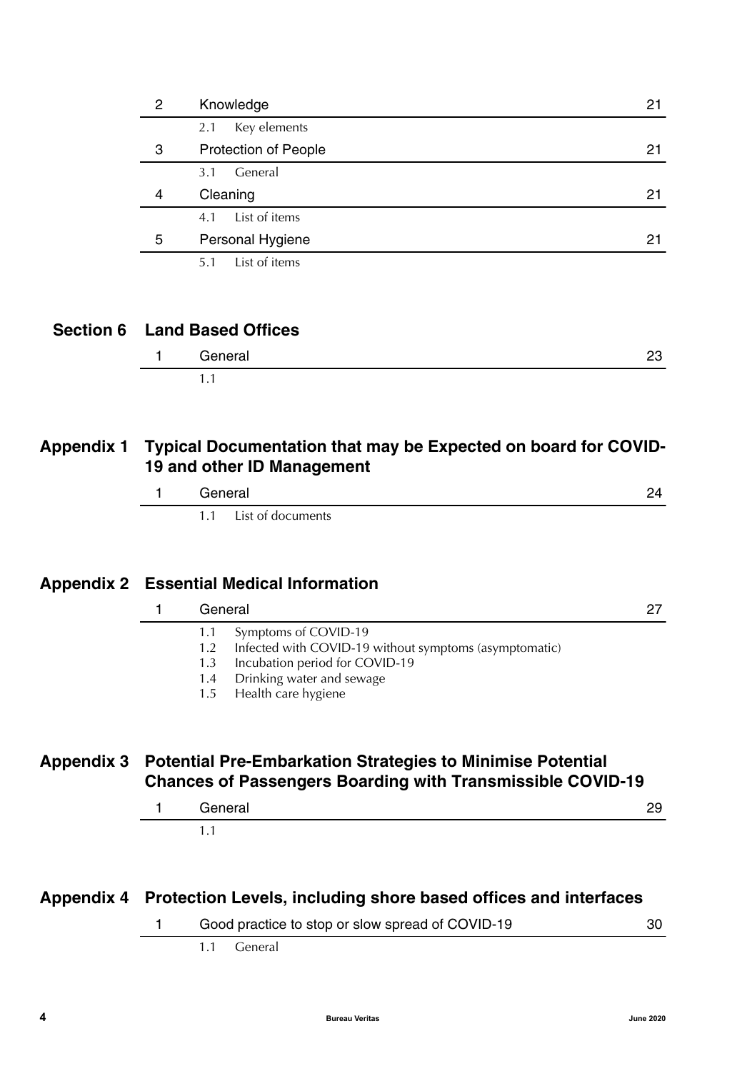| | | |
|---|---|---|
| 2 | Knowledge | 21 |
| | 2.1 Key elements | |
| 3 | Protection of People | 21 |
| | 3.1 General | |
| 4 | Cleaning | 21 |
| | 4.1 List of items | |
| 5 | Personal Hygiene | 21 |
| | 5.1 List of items | |

## Section 6 Land Based Offices

| | | |
|---|---|---|
| 1 | General | 23 |
| | 1.1 | |

## Appendix 1 Typical Documentation that may be Expected on board for COVID-19 and other ID Management

| | | |
|---|---|---|
| 1 | General | 24 |
| | 1.1 List of documents | |

## Appendix 2 Essential Medical Information

| | | |
|---|---|---|
| 1 | General | 27 |
| | 1.1 Symptoms of COVID-19<br>1.2 Infected with COVID-19 without symptoms (asymptomatic)<br>1.3 Incubation period for COVID-19<br>1.4 Drinking water and sewage<br>1.5 Health care hygiene | |

## Appendix 3 Potential Pre-Embarkation Strategies to Minimise Potential Chances of Passengers Boarding with Transmissible COVID-19

| | | |
|---|---|---|
| 1 | General | 29 |
| | 1.1 | |

## Appendix 4 Protection Levels, including shore based offices and interfaces

| | | |
|---|---|---|
| 1 | Good practice to stop or slow spread of COVID-19 | 30 |
| | 1.1 General | |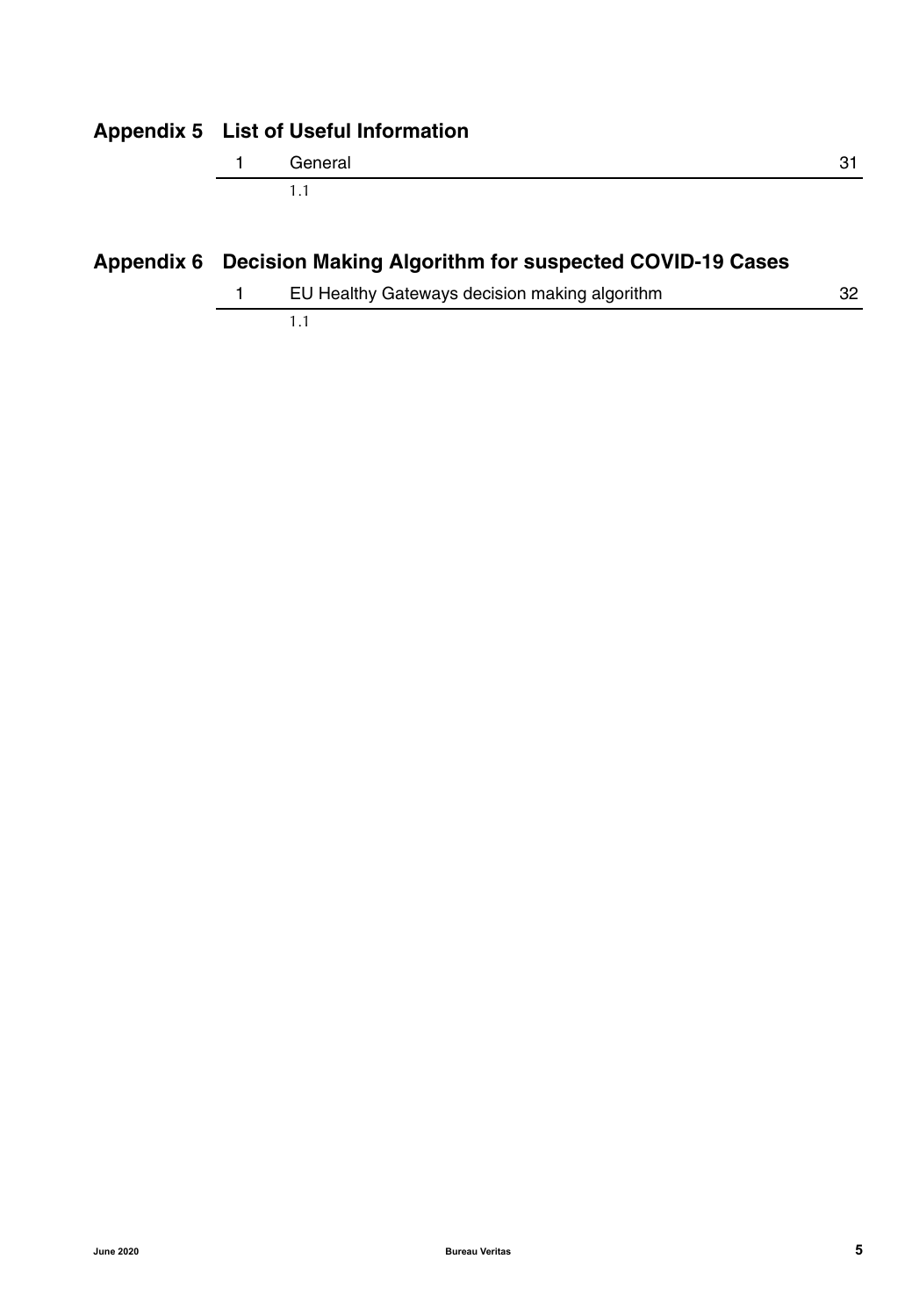## Appendix 5 List of Useful Information

| 1 | General | 31 |
|---|---|---|
| | 1.1 | |

## Appendix 6 Decision Making Algorithm for suspected COVID-19 Cases

| 1 | EU Healthy Gateways decision making algorithm | 32 |
|---|---|---|
| | 1.1 | |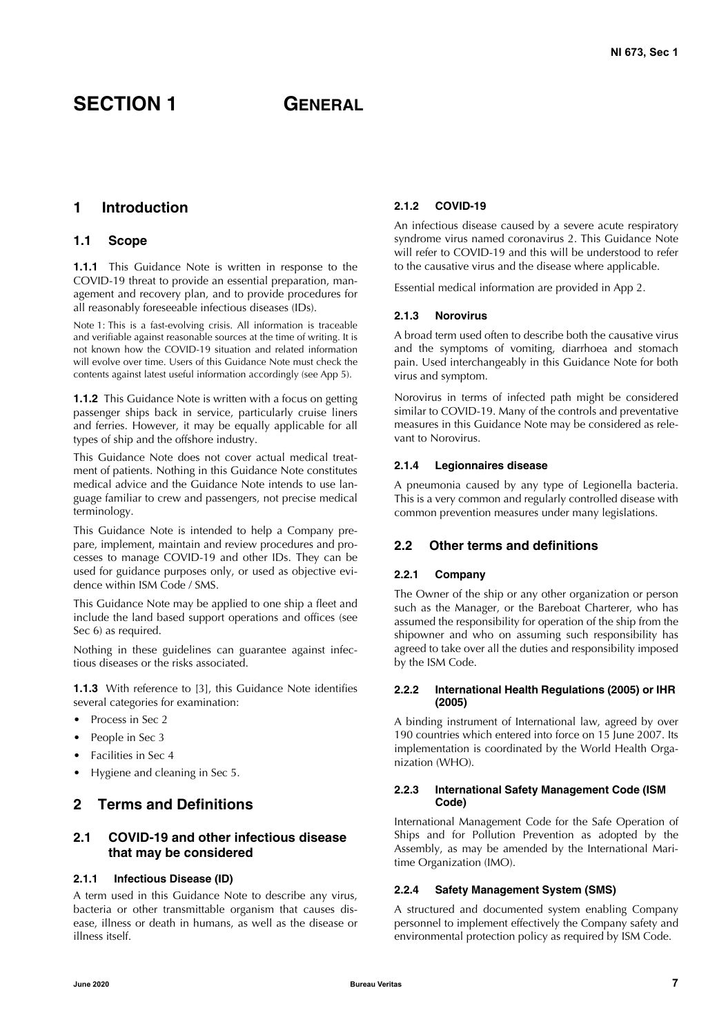# SECTION 1 GENERAL

## 1 Introduction

### 1.1 Scope

**1.1.1** This Guidance Note is written in response to the COVID-19 threat to provide an essential preparation, management and recovery plan, and to provide procedures for all reasonably foreseeable infectious diseases (IDs).

Note 1: This is a fast-evolving crisis. All information is traceable and verifiable against reasonable sources at the time of writing. It is not known how the COVID-19 situation and related information will evolve over time. Users of this Guidance Note must check the contents against latest useful information accordingly (see App 5).

**1.1.2** This Guidance Note is written with a focus on getting passenger ships back in service, particularly cruise liners and ferries. However, it may be equally applicable for all types of ship and the offshore industry.

This Guidance Note does not cover actual medical treatment of patients. Nothing in this Guidance Note constitutes medical advice and the Guidance Note intends to use language familiar to crew and passengers, not precise medical terminology.

This Guidance Note is intended to help a Company prepare, implement, maintain and review procedures and processes to manage COVID-19 and other IDs. They can be used for guidance purposes only, or used as objective evidence within ISM Code / SMS.

This Guidance Note may be applied to one ship a fleet and include the land based support operations and offices (see Sec 6) as required.

Nothing in these guidelines can guarantee against infectious diseases or the risks associated.

**1.1.3** With reference to [3], this Guidance Note identifies several categories for examination:

- Process in Sec 2
- People in Sec 3
- Facilities in Sec 4
- Hygiene and cleaning in Sec 5.

## 2 Terms and Definitions

### 2.1 COVID-19 and other infectious disease that may be considered

#### 2.1.1 Infectious Disease (ID)

A term used in this Guidance Note to describe any virus, bacteria or other transmittable organism that causes disease, illness or death in humans, as well as the disease or illness itself.

#### 2.1.2 COVID-19

An infectious disease caused by a severe acute respiratory syndrome virus named coronavirus 2. This Guidance Note will refer to COVID-19 and this will be understood to refer to the causative virus and the disease where applicable.

Essential medical information are provided in App 2.

#### 2.1.3 Norovirus

A broad term used often to describe both the causative virus and the symptoms of vomiting, diarrhoea and stomach pain. Used interchangeably in this Guidance Note for both virus and symptom.

Norovirus in terms of infected path might be considered similar to COVID-19. Many of the controls and preventative measures in this Guidance Note may be considered as relevant to Norovirus.

#### 2.1.4 Legionnaires disease

A pneumonia caused by any type of Legionella bacteria. This is a very common and regularly controlled disease with common prevention measures under many legislations.

### 2.2 Other terms and definitions

#### 2.2.1 Company

The Owner of the ship or any other organization or person such as the Manager, or the Bareboat Charterer, who has assumed the responsibility for operation of the ship from the shipowner and who on assuming such responsibility has agreed to take over all the duties and responsibility imposed by the ISM Code.

#### 2.2.2 International Health Regulations (2005) or IHR (2005)

A binding instrument of International law, agreed by over 190 countries which entered into force on 15 June 2007. Its implementation is coordinated by the World Health Organization (WHO).

#### 2.2.3 International Safety Management Code (ISM Code)

International Management Code for the Safe Operation of Ships and for Pollution Prevention as adopted by the Assembly, as may be amended by the International Maritime Organization (IMO).

#### 2.2.4 Safety Management System (SMS)

A structured and documented system enabling Company personnel to implement effectively the Company safety and environmental protection policy as required by ISM Code.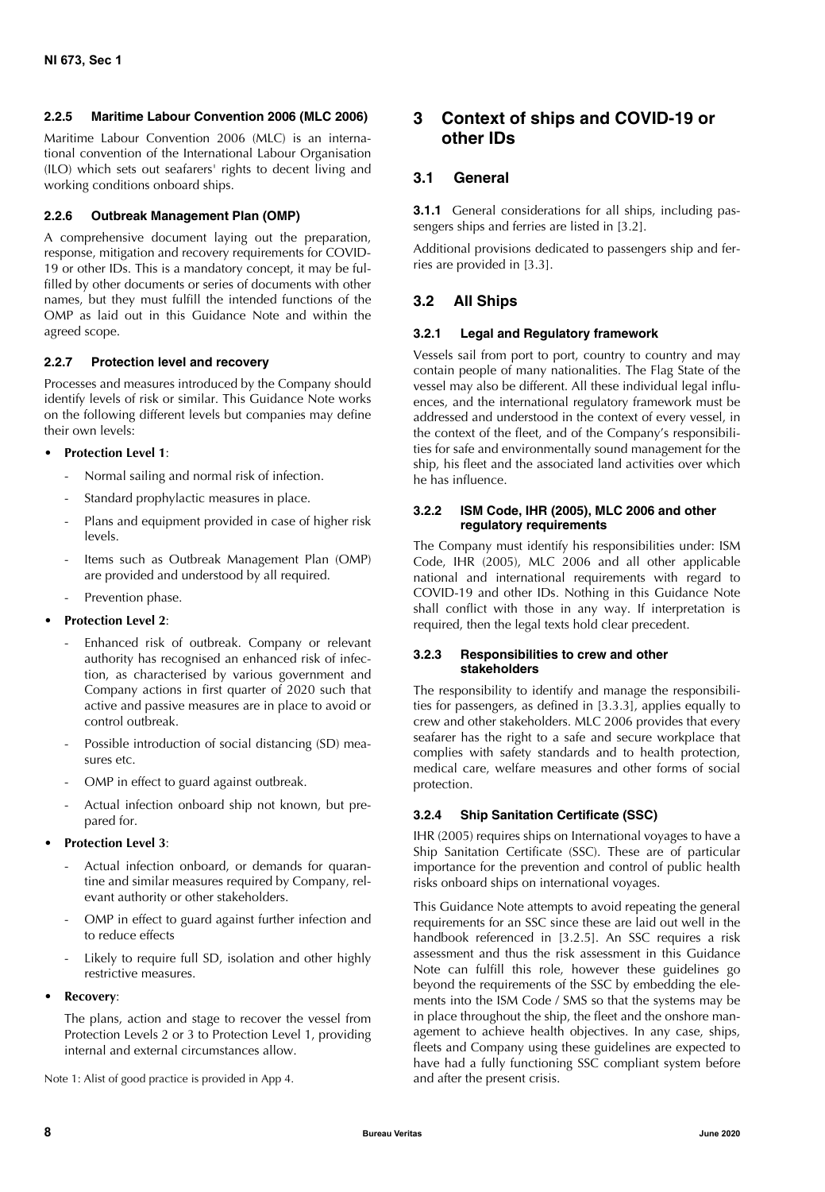#### 2.2.5 Maritime Labour Convention 2006 (MLC 2006)

Maritime Labour Convention 2006 (MLC) is an international convention of the International Labour Organisation (ILO) which sets out seafarers' rights to decent living and working conditions onboard ships.

#### 2.2.6 Outbreak Management Plan (OMP)

A comprehensive document laying out the preparation, response, mitigation and recovery requirements for COVID-19 or other IDs. This is a mandatory concept, it may be fulfilled by other documents or series of documents with other names, but they must fulfill the intended functions of the OMP as laid out in this Guidance Note and within the agreed scope.

#### 2.2.7 Protection level and recovery

Processes and measures introduced by the Company should identify levels of risk or similar. This Guidance Note works on the following different levels but companies may define their own levels:

- **Protection Level 1**:
  - Normal sailing and normal risk of infection.
  - Standard prophylactic measures in place.
  - Plans and equipment provided in case of higher risk levels.
  - Items such as Outbreak Management Plan (OMP) are provided and understood by all required.
  - Prevention phase.
- **Protection Level 2**:
  - Enhanced risk of outbreak. Company or relevant authority has recognised an enhanced risk of infection, as characterised by various government and Company actions in first quarter of 2020 such that active and passive measures are in place to avoid or control outbreak.
  - Possible introduction of social distancing (SD) measures etc.
  - OMP in effect to guard against outbreak.
  - Actual infection onboard ship not known, but prepared for.
- **Protection Level 3**:
  - Actual infection onboard, or demands for quarantine and similar measures required by Company, relevant authority or other stakeholders.
  - OMP in effect to guard against further infection and to reduce effects
  - Likely to require full SD, isolation and other highly restrictive measures.
- **Recovery**:

  The plans, action and stage to recover the vessel from Protection Levels 2 or 3 to Protection Level 1, providing internal and external circumstances allow.

Note 1: Alist of good practice is provided in App 4.

## 3 Context of ships and COVID-19 or other IDs

### 3.1 General

**3.1.1** General considerations for all ships, including passengers ships and ferries are listed in [3.2].

Additional provisions dedicated to passengers ship and ferries are provided in [3.3].

### 3.2 All Ships

#### 3.2.1 Legal and Regulatory framework

Vessels sail from port to port, country to country and may contain people of many nationalities. The Flag State of the vessel may also be different. All these individual legal influences, and the international regulatory framework must be addressed and understood in the context of every vessel, in the context of the fleet, and of the Company's responsibilities for safe and environmentally sound management for the ship, his fleet and the associated land activities over which he has influence.

#### 3.2.2 ISM Code, IHR (2005), MLC 2006 and other regulatory requirements

The Company must identify his responsibilities under: ISM Code, IHR (2005), MLC 2006 and all other applicable national and international requirements with regard to COVID-19 and other IDs. Nothing in this Guidance Note shall conflict with those in any way. If interpretation is required, then the legal texts hold clear precedent.

#### 3.2.3 Responsibilities to crew and other stakeholders

The responsibility to identify and manage the responsibilities for passengers, as defined in [3.3.3], applies equally to crew and other stakeholders. MLC 2006 provides that every seafarer has the right to a safe and secure workplace that complies with safety standards and to health protection, medical care, welfare measures and other forms of social protection.

#### 3.2.4 Ship Sanitation Certificate (SSC)

IHR (2005) requires ships on International voyages to have a Ship Sanitation Certificate (SSC). These are of particular importance for the prevention and control of public health risks onboard ships on international voyages.

This Guidance Note attempts to avoid repeating the general requirements for an SSC since these are laid out well in the handbook referenced in [3.2.5]. An SSC requires a risk assessment and thus the risk assessment in this Guidance Note can fulfill this role, however these guidelines go beyond the requirements of the SSC by embedding the elements into the ISM Code / SMS so that the systems may be in place throughout the ship, the fleet and the onshore management to achieve health objectives. In any case, ships, fleets and Company using these guidelines are expected to have had a fully functioning SSC compliant system before and after the present crisis.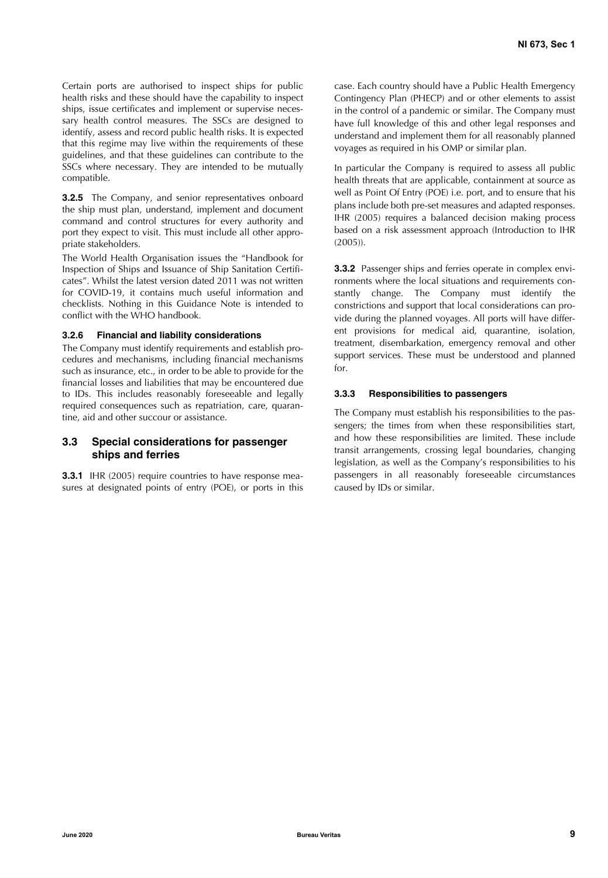Certain ports are authorised to inspect ships for public health risks and these should have the capability to inspect ships, issue certificates and implement or supervise necessary health control measures. The SSCs are designed to identify, assess and record public health risks. It is expected that this regime may live within the requirements of these guidelines, and that these guidelines can contribute to the SSCs where necessary. They are intended to be mutually compatible.

**3.2.5** The Company, and senior representatives onboard the ship must plan, understand, implement and document command and control structures for every authority and port they expect to visit. This must include all other appropriate stakeholders.

The World Health Organisation issues the "Handbook for Inspection of Ships and Issuance of Ship Sanitation Certificates". Whilst the latest version dated 2011 was not written for COVID-19, it contains much useful information and checklists. Nothing in this Guidance Note is intended to conflict with the WHO handbook.

#### 3.2.6 Financial and liability considerations

The Company must identify requirements and establish procedures and mechanisms, including financial mechanisms such as insurance, etc., in order to be able to provide for the financial losses and liabilities that may be encountered due to IDs. This includes reasonably foreseeable and legally required consequences such as repatriation, care, quarantine, aid and other succour or assistance.

### 3.3 Special considerations for passenger ships and ferries

**3.3.1** IHR (2005) require countries to have response measures at designated points of entry (POE), or ports in this case. Each country should have a Public Health Emergency Contingency Plan (PHECP) and or other elements to assist in the control of a pandemic or similar. The Company must have full knowledge of this and other legal responses and understand and implement them for all reasonably planned voyages as required in his OMP or similar plan.

In particular the Company is required to assess all public health threats that are applicable, containment at source as well as Point Of Entry (POE) i.e. port, and to ensure that his plans include both pre-set measures and adapted responses. IHR (2005) requires a balanced decision making process based on a risk assessment approach (Introduction to IHR (2005)).

**3.3.2** Passenger ships and ferries operate in complex environments where the local situations and requirements constantly change. The Company must identify the constrictions and support that local considerations can provide during the planned voyages. All ports will have different provisions for medical aid, quarantine, isolation, treatment, disembarkation, emergency removal and other support services. These must be understood and planned for.

#### 3.3.3 Responsibilities to passengers

The Company must establish his responsibilities to the passengers; the times from when these responsibilities start, and how these responsibilities are limited. These include transit arrangements, crossing legal boundaries, changing legislation, as well as the Company's responsibilities to his passengers in all reasonably foreseeable circumstances caused by IDs or similar.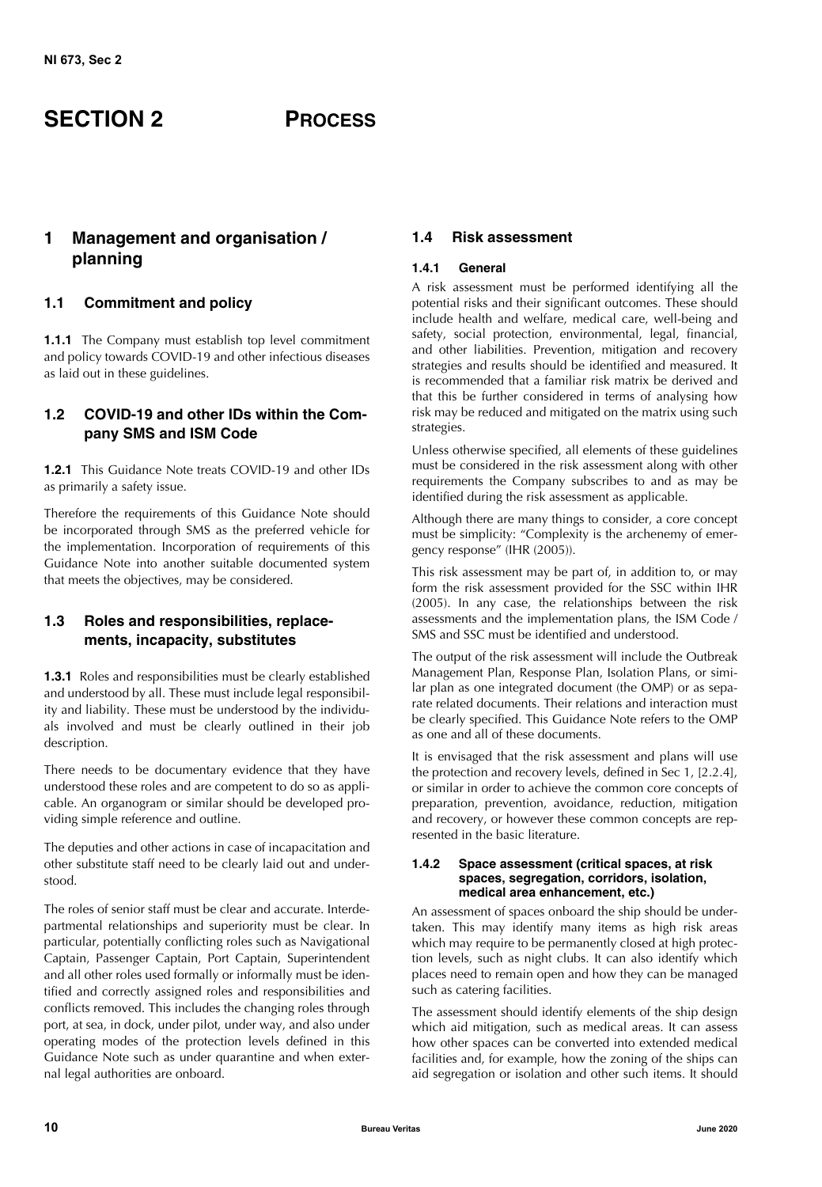# SECTION 2 PROCESS

## 1 Management and organisation / planning

### 1.1 Commitment and policy

**1.1.1** The Company must establish top level commitment and policy towards COVID-19 and other infectious diseases as laid out in these guidelines.

### 1.2 COVID-19 and other IDs within the Company SMS and ISM Code

**1.2.1** This Guidance Note treats COVID-19 and other IDs as primarily a safety issue.

Therefore the requirements of this Guidance Note should be incorporated through SMS as the preferred vehicle for the implementation. Incorporation of requirements of this Guidance Note into another suitable documented system that meets the objectives, may be considered.

### 1.3 Roles and responsibilities, replacements, incapacity, substitutes

**1.3.1** Roles and responsibilities must be clearly established and understood by all. These must include legal responsibility and liability. These must be understood by the individuals involved and must be clearly outlined in their job description.

There needs to be documentary evidence that they have understood these roles and are competent to do so as applicable. An organogram or similar should be developed providing simple reference and outline.

The deputies and other actions in case of incapacitation and other substitute staff need to be clearly laid out and understood.

The roles of senior staff must be clear and accurate. Interdepartmental relationships and superiority must be clear. In particular, potentially conflicting roles such as Navigational Captain, Passenger Captain, Port Captain, Superintendent and all other roles used formally or informally must be identified and correctly assigned roles and responsibilities and conflicts removed. This includes the changing roles through port, at sea, in dock, under pilot, under way, and also under operating modes of the protection levels defined in this Guidance Note such as under quarantine and when external legal authorities are onboard.

### 1.4 Risk assessment

#### 1.4.1 General

A risk assessment must be performed identifying all the potential risks and their significant outcomes. These should include health and welfare, medical care, well-being and safety, social protection, environmental, legal, financial, and other liabilities. Prevention, mitigation and recovery strategies and results should be identified and measured. It is recommended that a familiar risk matrix be derived and that this be further considered in terms of analysing how risk may be reduced and mitigated on the matrix using such strategies.

Unless otherwise specified, all elements of these guidelines must be considered in the risk assessment along with other requirements the Company subscribes to and as may be identified during the risk assessment as applicable.

Although there are many things to consider, a core concept must be simplicity: "Complexity is the archenemy of emergency response" (IHR (2005)).

This risk assessment may be part of, in addition to, or may form the risk assessment provided for the SSC within IHR (2005). In any case, the relationships between the risk assessments and the implementation plans, the ISM Code / SMS and SSC must be identified and understood.

The output of the risk assessment will include the Outbreak Management Plan, Response Plan, Isolation Plans, or similar plan as one integrated document (the OMP) or as separate related documents. Their relations and interaction must be clearly specified. This Guidance Note refers to the OMP as one and all of these documents.

It is envisaged that the risk assessment and plans will use the protection and recovery levels, defined in Sec 1, [2.2.4], or similar in order to achieve the common core concepts of preparation, prevention, avoidance, reduction, mitigation and recovery, or however these common concepts are represented in the basic literature.

#### 1.4.2 Space assessment (critical spaces, at risk spaces, segregation, corridors, isolation, medical area enhancement, etc.)

An assessment of spaces onboard the ship should be undertaken. This may identify many items as high risk areas which may require to be permanently closed at high protection levels, such as night clubs. It can also identify which places need to remain open and how they can be managed such as catering facilities.

The assessment should identify elements of the ship design which aid mitigation, such as medical areas. It can assess how other spaces can be converted into extended medical facilities and, for example, how the zoning of the ships can aid segregation or isolation and other such items. It should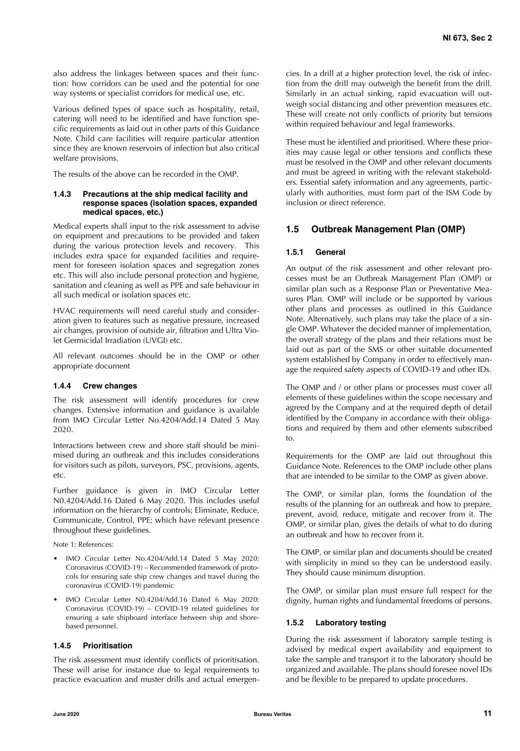also address the linkages between spaces and their function: how corridors can be used and the potential for one way systems or specialist corridors for medical use, etc.

Various defined types of space such as hospitality, retail, catering will need to be identified and have function specific requirements as laid out in other parts of this Guidance Note. Child care facilities will require particular attention since they are known reservoirs of infection but also critical welfare provisions.

The results of the above can be recorded in the OMP.

#### 1.4.3 Precautions at the ship medical facility and response spaces (isolation spaces, expanded medical spaces, etc.)

Medical experts shall input to the risk assessment to advise on equipment and precautions to be provided and taken during the various protection levels and recovery. This includes extra space for expanded facilities and requirement for foreseen isolation spaces and segregation zones etc. This will also include personal protection and hygiene, sanitation and cleaning as well as PPE and safe behaviour in all such medical or isolation spaces etc.

HVAC requirements will need careful study and consideration given to features such as negative pressure, increased air changes, provision of outside air, filtration and Ultra Violet Germicidal Irradiation (UVGI) etc.

All relevant outcomes should be in the OMP or other appropriate document

#### 1.4.4 Crew changes

The risk assessment will identify procedures for crew changes. Extensive information and guidance is available from IMO Circular Letter No.4204/Add.14 Dated 5 May 2020.

Interactions between crew and shore staff should be minimised during an outbreak and this includes considerations for visitors such as pilots, surveyors, PSC, provisions, agents, etc.

Further guidance is given in IMO Circular Letter N0.4204/Add.16 Dated 6 May 2020. This includes useful information on the hierarchy of controls; Eliminate, Reduce, Communicate, Control, PPE; which have relevant presence throughout these guidelines.

Note 1: References:

- IMO Circular Letter No.4204/Add.14 Dated 5 May 2020: Coronavirus (COVID-19) – Recommended framework of protocols for ensuring safe ship crew changes and travel during the coronavirus (COVID-19) pandemic
- IMO Circular Letter N0.4204/Add.16 Dated 6 May 2020: Coronavirus (COVID-19) – COVID-19 related guidelines for ensuring a safe shipboard interface between ship and shore-based personnel.

#### 1.4.5 Prioritisation

The risk assessment must identify conflicts of prioritisation. These will arise for instance due to legal requirements to practice evacuation and muster drills and actual emergencies. In a drill at a higher protection level, the risk of infection from the drill may outweigh the benefit from the drill. Similarly in an actual sinking, rapid evacuation will outweigh social distancing and other prevention measures etc. These will create not only conflicts of priority but tensions within required behaviour and legal frameworks.

These must be identified and prioritised. Where these priorities may cause legal or other tensions and conflicts these must be resolved in the OMP and other relevant documents and must be agreed in writing with the relevant stakeholders. Essential safety information and any agreements, particularly with authorities, must form part of the ISM Code by inclusion or direct reference.

## 1.5 Outbreak Management Plan (OMP)

#### 1.5.1 General

An output of the risk assessment and other relevant processes must be an Outbreak Management Plan (OMP) or similar plan such as a Response Plan or Preventative Measures Plan. OMP will include or be supported by various other plans and processes as outlined in this Guidance Note. Alternatively, such plans may take the place of a single OMP. Whatever the decided manner of implementation, the overall strategy of the plans and their relations must be laid out as part of the SMS or other suitable documented system established by Company in order to effectively manage the required safety aspects of COVID-19 and other IDs.

The OMP and / or other plans or processes must cover all elements of these guidelines within the scope necessary and agreed by the Company and at the required depth of detail identified by the Company in accordance with their obligations and required by them and other elements subscribed to.

Requirements for the OMP are laid out throughout this Guidance Note. References to the OMP include other plans that are intended to be similar to the OMP as given above.

The OMP, or similar plan, forms the foundation of the results of the planning for an outbreak and how to prepare, prevent, avoid, reduce, mitigate and recover from it. The OMP, or similar plan, gives the details of what to do during an outbreak and how to recover from it.

The OMP, or similar plan and documents should be created with simplicity in mind so they can be understood easily. They should cause minimum disruption.

The OMP, or similar plan must ensure full respect for the dignity, human rights and fundamental freedoms of persons.

#### 1.5.2 Laboratory testing

During the risk assessment if laboratory sample testing is advised by medical expert availability and equipment to take the sample and transport it to the laboratory should be organized and available. The plans should foresee novel IDs and be flexible to be prepared to update procedures.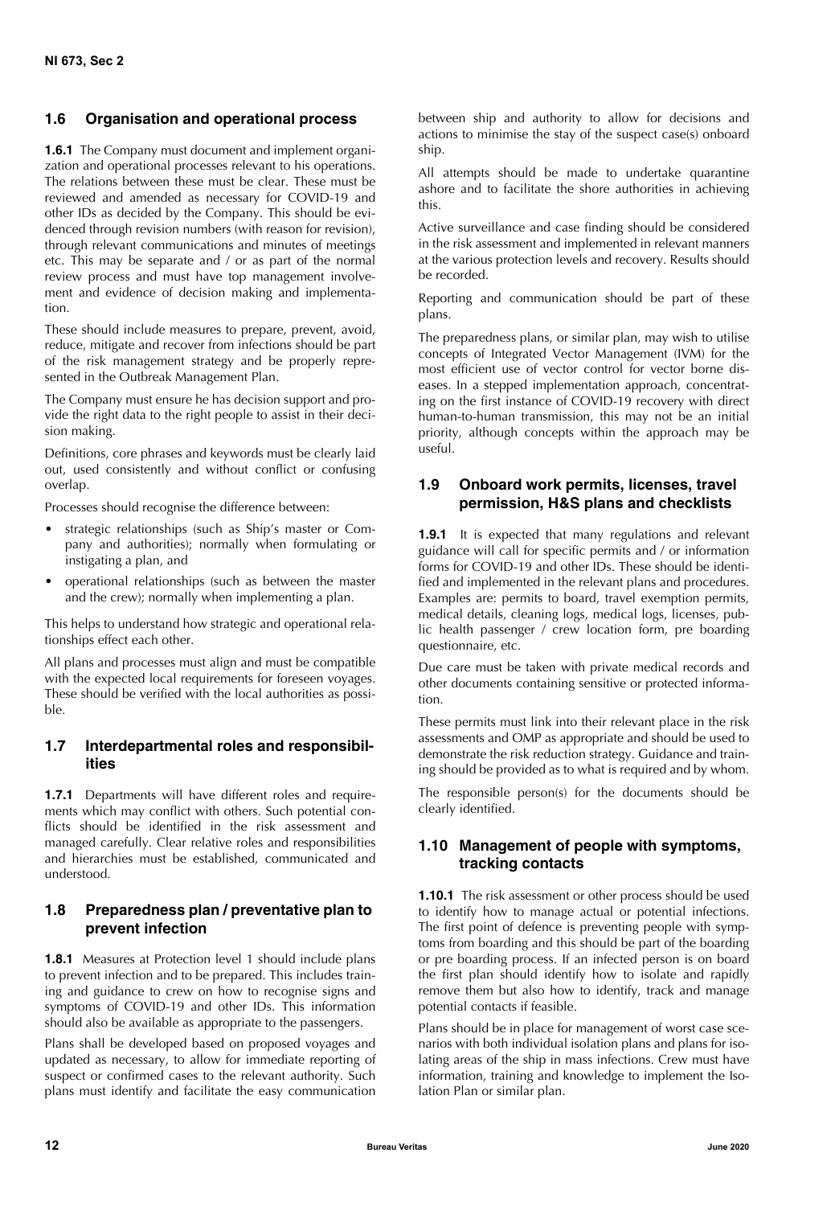## 1.6 Organisation and operational process

**1.6.1** The Company must document and implement organization and operational processes relevant to his operations. The relations between these must be clear. These must be reviewed and amended as necessary for COVID-19 and other IDs as decided by the Company. This should be evidenced through revision numbers (with reason for revision), through relevant communications and minutes of meetings etc. This may be separate and / or as part of the normal review process and must have top management involvement and evidence of decision making and implementation.

These should include measures to prepare, prevent, avoid, reduce, mitigate and recover from infections should be part of the risk management strategy and be properly represented in the Outbreak Management Plan.

The Company must ensure he has decision support and provide the right data to the right people to assist in their decision making.

Definitions, core phrases and keywords must be clearly laid out, used consistently and without conflict or confusing overlap.

Processes should recognise the difference between:

- strategic relationships (such as Ship's master or Company and authorities); normally when formulating or instigating a plan, and
- operational relationships (such as between the master and the crew); normally when implementing a plan.

This helps to understand how strategic and operational relationships effect each other.

All plans and processes must align and must be compatible with the expected local requirements for foreseen voyages. These should be verified with the local authorities as possible.

## 1.7 Interdepartmental roles and responsibilities

**1.7.1** Departments will have different roles and requirements which may conflict with others. Such potential conflicts should be identified in the risk assessment and managed carefully. Clear relative roles and responsibilities and hierarchies must be established, communicated and understood.

## 1.8 Preparedness plan / preventative plan to prevent infection

**1.8.1** Measures at Protection level 1 should include plans to prevent infection and to be prepared. This includes training and guidance to crew on how to recognise signs and symptoms of COVID-19 and other IDs. This information should also be available as appropriate to the passengers.

Plans shall be developed based on proposed voyages and updated as necessary, to allow for immediate reporting of suspect or confirmed cases to the relevant authority. Such plans must identify and facilitate the easy communication between ship and authority to allow for decisions and actions to minimise the stay of the suspect case(s) onboard ship.

All attempts should be made to undertake quarantine ashore and to facilitate the shore authorities in achieving this.

Active surveillance and case finding should be considered in the risk assessment and implemented in relevant manners at the various protection levels and recovery. Results should be recorded.

Reporting and communication should be part of these plans.

The preparedness plans, or similar plan, may wish to utilise concepts of Integrated Vector Management (IVM) for the most efficient use of vector control for vector borne diseases. In a stepped implementation approach, concentrating on the first instance of COVID-19 recovery with direct human-to-human transmission, this may not be an initial priority, although concepts within the approach may be useful.

## 1.9 Onboard work permits, licenses, travel permission, H&S plans and checklists

**1.9.1** It is expected that many regulations and relevant guidance will call for specific permits and / or information forms for COVID-19 and other IDs. These should be identified and implemented in the relevant plans and procedures. Examples are: permits to board, travel exemption permits, medical details, cleaning logs, medical logs, licenses, public health passenger / crew location form, pre boarding questionnaire, etc.

Due care must be taken with private medical records and other documents containing sensitive or protected information.

These permits must link into their relevant place in the risk assessments and OMP as appropriate and should be used to demonstrate the risk reduction strategy. Guidance and training should be provided as to what is required and by whom.

The responsible person(s) for the documents should be clearly identified.

## 1.10 Management of people with symptoms, tracking contacts

**1.10.1** The risk assessment or other process should be used to identify how to manage actual or potential infections. The first point of defence is preventing people with symptoms from boarding and this should be part of the boarding or pre boarding process. If an infected person is on board the first plan should identify how to isolate and rapidly remove them but also how to identify, track and manage potential contacts if feasible.

Plans should be in place for management of worst case scenarios with both individual isolation plans and plans for isolating areas of the ship in mass infections. Crew must have information, training and knowledge to implement the Isolation Plan or similar plan.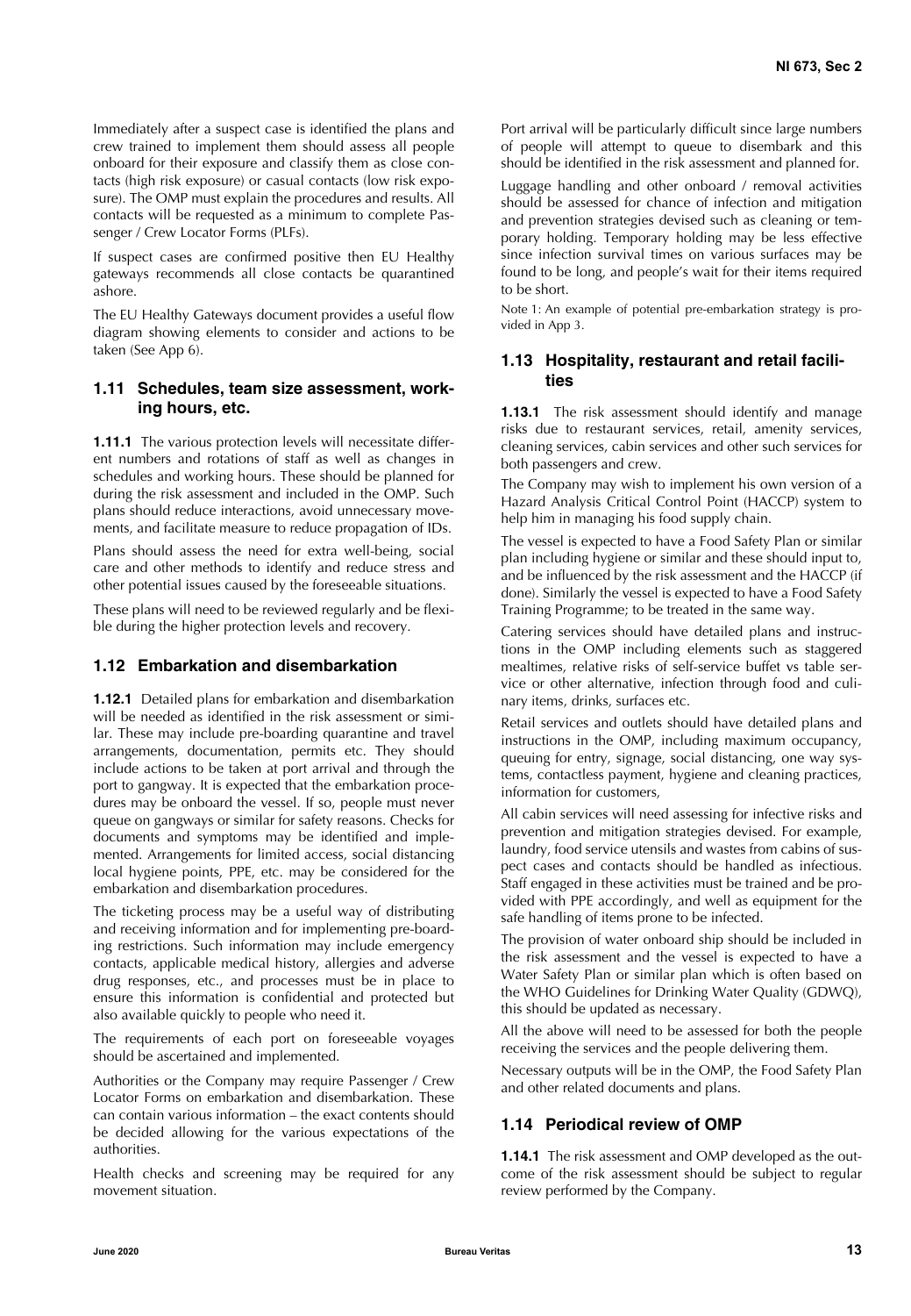Immediately after a suspect case is identified the plans and crew trained to implement them should assess all people onboard for their exposure and classify them as close contacts (high risk exposure) or casual contacts (low risk exposure). The OMP must explain the procedures and results. All contacts will be requested as a minimum to complete Passenger / Crew Locator Forms (PLFs).

If suspect cases are confirmed positive then EU Healthy gateways recommends all close contacts be quarantined ashore.

The EU Healthy Gateways document provides a useful flow diagram showing elements to consider and actions to be taken (See App 6).

## 1.11 Schedules, team size assessment, working hours, etc.

**1.11.1** The various protection levels will necessitate different numbers and rotations of staff as well as changes in schedules and working hours. These should be planned for during the risk assessment and included in the OMP. Such plans should reduce interactions, avoid unnecessary movements, and facilitate measure to reduce propagation of IDs.

Plans should assess the need for extra well-being, social care and other methods to identify and reduce stress and other potential issues caused by the foreseeable situations.

These plans will need to be reviewed regularly and be flexible during the higher protection levels and recovery.

## 1.12 Embarkation and disembarkation

**1.12.1** Detailed plans for embarkation and disembarkation will be needed as identified in the risk assessment or similar. These may include pre-boarding quarantine and travel arrangements, documentation, permits etc. They should include actions to be taken at port arrival and through the port to gangway. It is expected that the embarkation procedures may be onboard the vessel. If so, people must never queue on gangways or similar for safety reasons. Checks for documents and symptoms may be identified and implemented. Arrangements for limited access, social distancing local hygiene points, PPE, etc. may be considered for the embarkation and disembarkation procedures.

The ticketing process may be a useful way of distributing and receiving information and for implementing pre-boarding restrictions. Such information may include emergency contacts, applicable medical history, allergies and adverse drug responses, etc., and processes must be in place to ensure this information is confidential and protected but also available quickly to people who need it.

The requirements of each port on foreseeable voyages should be ascertained and implemented.

Authorities or the Company may require Passenger / Crew Locator Forms on embarkation and disembarkation. These can contain various information – the exact contents should be decided allowing for the various expectations of the authorities.

Health checks and screening may be required for any movement situation.

Port arrival will be particularly difficult since large numbers of people will attempt to queue to disembark and this should be identified in the risk assessment and planned for.

Luggage handling and other onboard / removal activities should be assessed for chance of infection and mitigation and prevention strategies devised such as cleaning or temporary holding. Temporary holding may be less effective since infection survival times on various surfaces may be found to be long, and people's wait for their items required to be short.

Note 1: An example of potential pre-embarkation strategy is provided in App 3.

## 1.13 Hospitality, restaurant and retail facilities

**1.13.1** The risk assessment should identify and manage risks due to restaurant services, retail, amenity services, cleaning services, cabin services and other such services for both passengers and crew.

The Company may wish to implement his own version of a Hazard Analysis Critical Control Point (HACCP) system to help him in managing his food supply chain.

The vessel is expected to have a Food Safety Plan or similar plan including hygiene or similar and these should input to, and be influenced by the risk assessment and the HACCP (if done). Similarly the vessel is expected to have a Food Safety Training Programme; to be treated in the same way.

Catering services should have detailed plans and instructions in the OMP including elements such as staggered mealtimes, relative risks of self-service buffet vs table service or other alternative, infection through food and culinary items, drinks, surfaces etc.

Retail services and outlets should have detailed plans and instructions in the OMP, including maximum occupancy, queuing for entry, signage, social distancing, one way systems, contactless payment, hygiene and cleaning practices, information for customers,

All cabin services will need assessing for infective risks and prevention and mitigation strategies devised. For example, laundry, food service utensils and wastes from cabins of suspect cases and contacts should be handled as infectious. Staff engaged in these activities must be trained and be provided with PPE accordingly, and well as equipment for the safe handling of items prone to be infected.

The provision of water onboard ship should be included in the risk assessment and the vessel is expected to have a Water Safety Plan or similar plan which is often based on the WHO Guidelines for Drinking Water Quality (GDWQ), this should be updated as necessary.

All the above will need to be assessed for both the people receiving the services and the people delivering them.

Necessary outputs will be in the OMP, the Food Safety Plan and other related documents and plans.

## 1.14 Periodical review of OMP

**1.14.1** The risk assessment and OMP developed as the outcome of the risk assessment should be subject to regular review performed by the Company.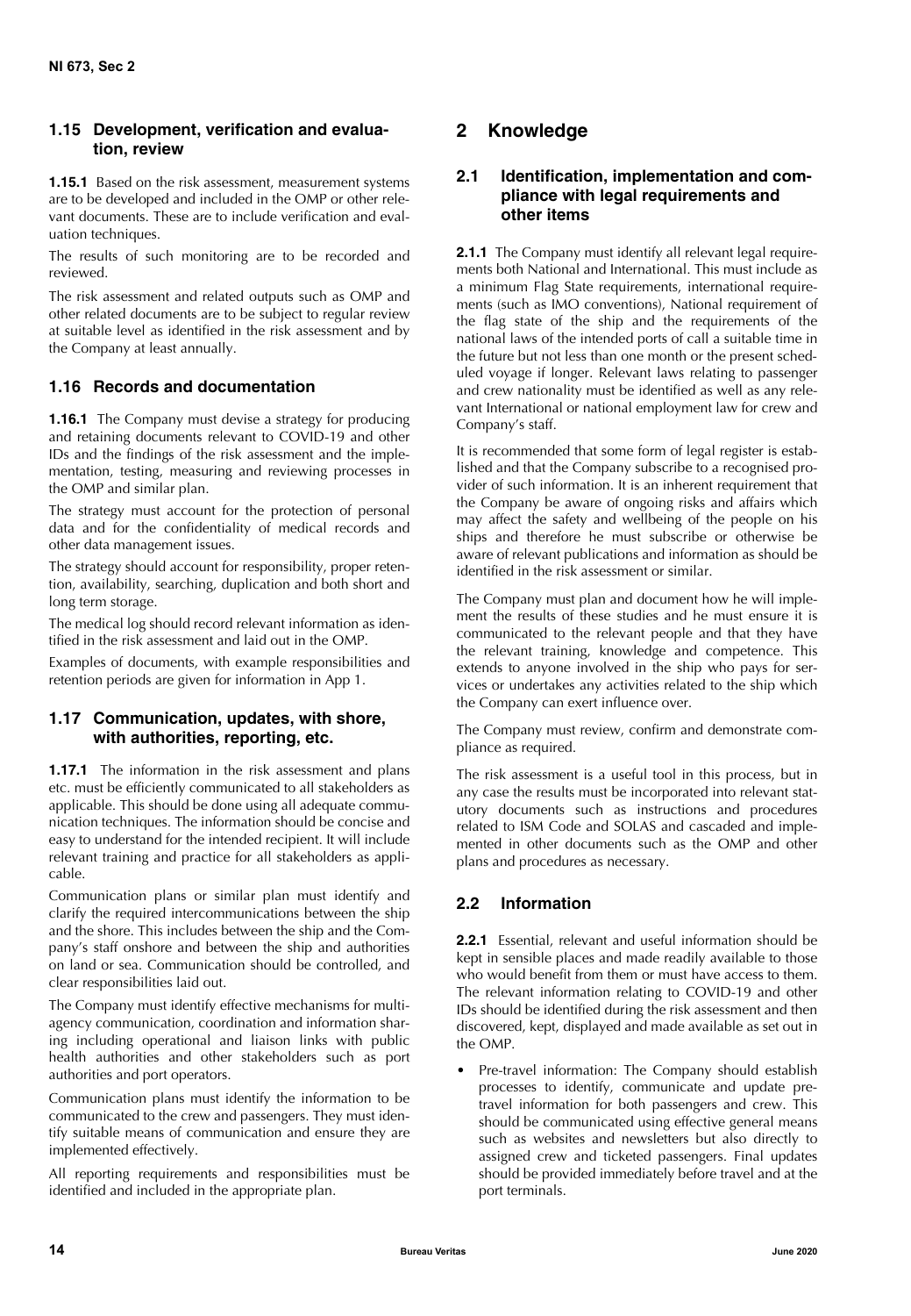### 1.15 Development, verification and evaluation, review

**1.15.1** Based on the risk assessment, measurement systems are to be developed and included in the OMP or other relevant documents. These are to include verification and evaluation techniques.

The results of such monitoring are to be recorded and reviewed.

The risk assessment and related outputs such as OMP and other related documents are to be subject to regular review at suitable level as identified in the risk assessment and by the Company at least annually.

### 1.16 Records and documentation

**1.16.1** The Company must devise a strategy for producing and retaining documents relevant to COVID-19 and other IDs and the findings of the risk assessment and the implementation, testing, measuring and reviewing processes in the OMP and similar plan.

The strategy must account for the protection of personal data and for the confidentiality of medical records and other data management issues.

The strategy should account for responsibility, proper retention, availability, searching, duplication and both short and long term storage.

The medical log should record relevant information as identified in the risk assessment and laid out in the OMP.

Examples of documents, with example responsibilities and retention periods are given for information in App 1.

### 1.17 Communication, updates, with shore, with authorities, reporting, etc.

**1.17.1** The information in the risk assessment and plans etc. must be efficiently communicated to all stakeholders as applicable. This should be done using all adequate communication techniques. The information should be concise and easy to understand for the intended recipient. It will include relevant training and practice for all stakeholders as applicable.

Communication plans or similar plan must identify and clarify the required intercommunications between the ship and the shore. This includes between the ship and the Company's staff onshore and between the ship and authorities on land or sea. Communication should be controlled, and clear responsibilities laid out.

The Company must identify effective mechanisms for multi-agency communication, coordination and information sharing including operational and liaison links with public health authorities and other stakeholders such as port authorities and port operators.

Communication plans must identify the information to be communicated to the crew and passengers. They must identify suitable means of communication and ensure they are implemented effectively.

All reporting requirements and responsibilities must be identified and included in the appropriate plan.

## 2 Knowledge

### 2.1 Identification, implementation and compliance with legal requirements and other items

**2.1.1** The Company must identify all relevant legal requirements both National and International. This must include as a minimum Flag State requirements, international requirements (such as IMO conventions), National requirement of the flag state of the ship and the requirements of the national laws of the intended ports of call a suitable time in the future but not less than one month or the present scheduled voyage if longer. Relevant laws relating to passenger and crew nationality must be identified as well as any relevant International or national employment law for crew and Company's staff.

It is recommended that some form of legal register is established and that the Company subscribe to a recognised provider of such information. It is an inherent requirement that the Company be aware of ongoing risks and affairs which may affect the safety and wellbeing of the people on his ships and therefore he must subscribe or otherwise be aware of relevant publications and information as should be identified in the risk assessment or similar.

The Company must plan and document how he will implement the results of these studies and he must ensure it is communicated to the relevant people and that they have the relevant training, knowledge and competence. This extends to anyone involved in the ship who pays for services or undertakes any activities related to the ship which the Company can exert influence over.

The Company must review, confirm and demonstrate compliance as required.

The risk assessment is a useful tool in this process, but in any case the results must be incorporated into relevant statutory documents such as instructions and procedures related to ISM Code and SOLAS and cascaded and implemented in other documents such as the OMP and other plans and procedures as necessary.

### 2.2 Information

**2.2.1** Essential, relevant and useful information should be kept in sensible places and made readily available to those who would benefit from them or must have access to them. The relevant information relating to COVID-19 and other IDs should be identified during the risk assessment and then discovered, kept, displayed and made available as set out in the OMP.

- Pre-travel information: The Company should establish processes to identify, communicate and update pre-travel information for both passengers and crew. This should be communicated using effective general means such as websites and newsletters but also directly to assigned crew and ticketed passengers. Final updates should be provided immediately before travel and at the port terminals.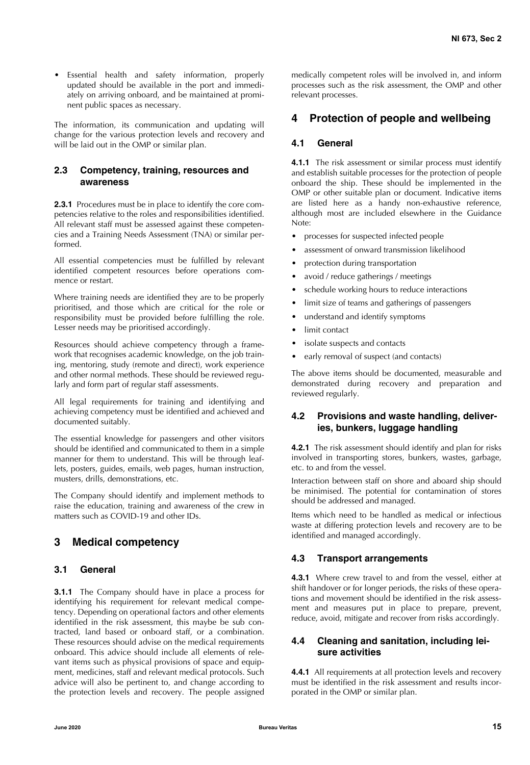- Essential health and safety information, properly updated should be available in the port and immediately on arriving onboard, and be maintained at prominent public spaces as necessary.

The information, its communication and updating will change for the various protection levels and recovery and will be laid out in the OMP or similar plan.

### 2.3 Competency, training, resources and awareness

**2.3.1** Procedures must be in place to identify the core competencies relative to the roles and responsibilities identified. All relevant staff must be assessed against these competencies and a Training Needs Assessment (TNA) or similar performed.

All essential competencies must be fulfilled by relevant identified competent resources before operations commence or restart.

Where training needs are identified they are to be properly prioritised, and those which are critical for the role or responsibility must be provided before fulfilling the role. Lesser needs may be prioritised accordingly.

Resources should achieve competency through a framework that recognises academic knowledge, on the job training, mentoring, study (remote and direct), work experience and other normal methods. These should be reviewed regularly and form part of regular staff assessments.

All legal requirements for training and identifying and achieving competency must be identified and achieved and documented suitably.

The essential knowledge for passengers and other visitors should be identified and communicated to them in a simple manner for them to understand. This will be through leaflets, posters, guides, emails, web pages, human instruction, musters, drills, demonstrations, etc.

The Company should identify and implement methods to raise the education, training and awareness of the crew in matters such as COVID-19 and other IDs.

## 3 Medical competency

### 3.1 General

**3.1.1** The Company should have in place a process for identifying his requirement for relevant medical competency. Depending on operational factors and other elements identified in the risk assessment, this maybe be sub contracted, land based or onboard staff, or a combination. These resources should advise on the medical requirements onboard. This advice should include all elements of relevant items such as physical provisions of space and equipment, medicines, staff and relevant medical protocols. Such advice will also be pertinent to, and change according to the protection levels and recovery. The people assigned medically competent roles will be involved in, and inform processes such as the risk assessment, the OMP and other relevant processes.

## 4 Protection of people and wellbeing

### 4.1 General

**4.1.1** The risk assessment or similar process must identify and establish suitable processes for the protection of people onboard the ship. These should be implemented in the OMP or other suitable plan or document. Indicative items are listed here as a handy non-exhaustive reference, although most are included elsewhere in the Guidance Note:

- processes for suspected infected people
- assessment of onward transmission likelihood
- protection during transportation
- avoid / reduce gatherings / meetings
- schedule working hours to reduce interactions
- limit size of teams and gatherings of passengers
- understand and identify symptoms
- limit contact
- isolate suspects and contacts
- early removal of suspect (and contacts)

The above items should be documented, measurable and demonstrated during recovery and preparation and reviewed regularly.

### 4.2 Provisions and waste handling, deliveries, bunkers, luggage handling

**4.2.1** The risk assessment should identify and plan for risks involved in transporting stores, bunkers, wastes, garbage, etc. to and from the vessel.

Interaction between staff on shore and aboard ship should be minimised. The potential for contamination of stores should be addressed and managed.

Items which need to be handled as medical or infectious waste at differing protection levels and recovery are to be identified and managed accordingly.

### 4.3 Transport arrangements

**4.3.1** Where crew travel to and from the vessel, either at shift handover or for longer periods, the risks of these operations and movement should be identified in the risk assessment and measures put in place to prepare, prevent, reduce, avoid, mitigate and recover from risks accordingly.

### 4.4 Cleaning and sanitation, including leisure activities

**4.4.1** All requirements at all protection levels and recovery must be identified in the risk assessment and results incorporated in the OMP or similar plan.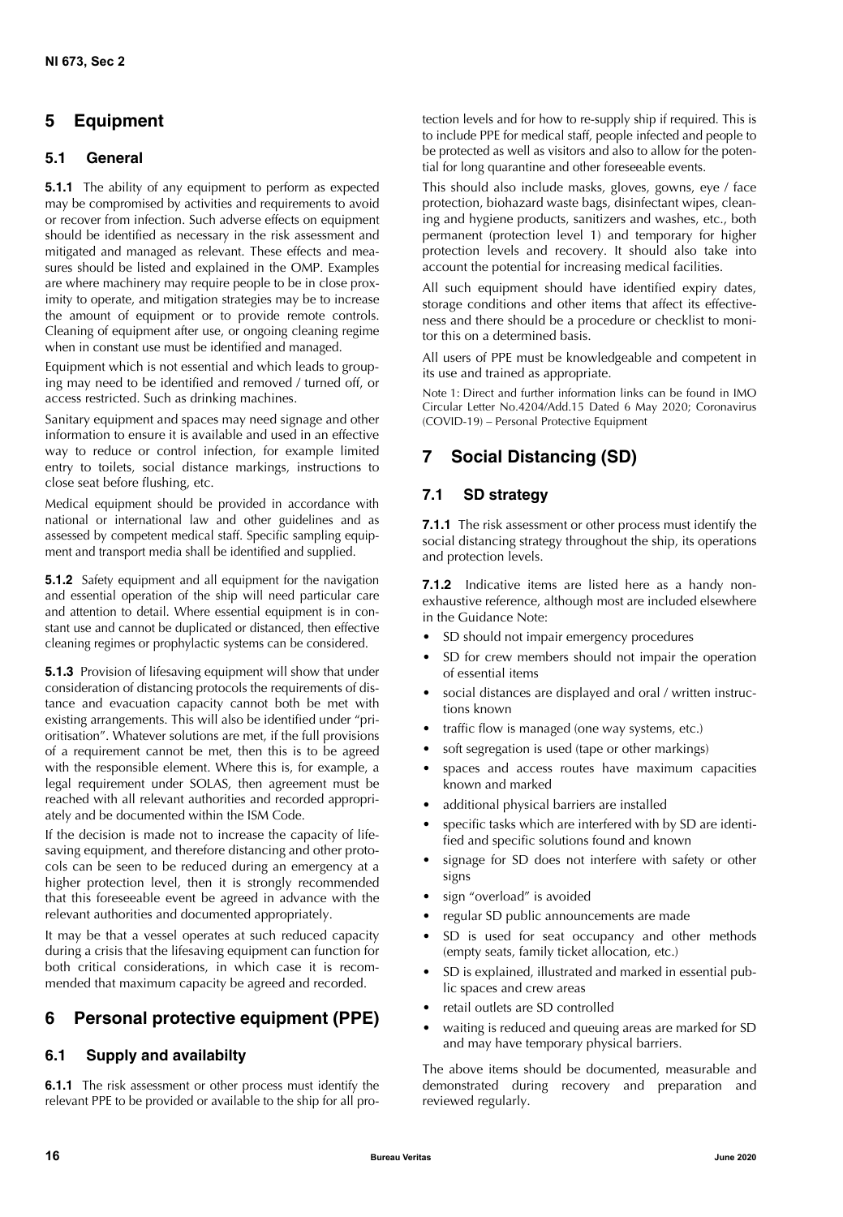## 5 Equipment

### 5.1 General

**5.1.1** The ability of any equipment to perform as expected may be compromised by activities and requirements to avoid or recover from infection. Such adverse effects on equipment should be identified as necessary in the risk assessment and mitigated and managed as relevant. These effects and measures should be listed and explained in the OMP. Examples are where machinery may require people to be in close proximity to operate, and mitigation strategies may be to increase the amount of equipment or to provide remote controls. Cleaning of equipment after use, or ongoing cleaning regime when in constant use must be identified and managed.

Equipment which is not essential and which leads to grouping may need to be identified and removed / turned off, or access restricted. Such as drinking machines.

Sanitary equipment and spaces may need signage and other information to ensure it is available and used in an effective way to reduce or control infection, for example limited entry to toilets, social distance markings, instructions to close seat before flushing, etc.

Medical equipment should be provided in accordance with national or international law and other guidelines and as assessed by competent medical staff. Specific sampling equipment and transport media shall be identified and supplied.

**5.1.2** Safety equipment and all equipment for the navigation and essential operation of the ship will need particular care and attention to detail. Where essential equipment is in constant use and cannot be duplicated or distanced, then effective cleaning regimes or prophylactic systems can be considered.

**5.1.3** Provision of lifesaving equipment will show that under consideration of distancing protocols the requirements of distance and evacuation capacity cannot both be met with existing arrangements. This will also be identified under "prioritisation". Whatever solutions are met, if the full provisions of a requirement cannot be met, then this is to be agreed with the responsible element. Where this is, for example, a legal requirement under SOLAS, then agreement must be reached with all relevant authorities and recorded appropriately and be documented within the ISM Code.

If the decision is made not to increase the capacity of lifesaving equipment, and therefore distancing and other protocols can be seen to be reduced during an emergency at a higher protection level, then it is strongly recommended that this foreseeable event be agreed in advance with the relevant authorities and documented appropriately.

It may be that a vessel operates at such reduced capacity during a crisis that the lifesaving equipment can function for both critical considerations, in which case it is recommended that maximum capacity be agreed and recorded.

## 6 Personal protective equipment (PPE)

### 6.1 Supply and availabilty

**6.1.1** The risk assessment or other process must identify the relevant PPE to be provided or available to the ship for all protection levels and for how to re-supply ship if required. This is to include PPE for medical staff, people infected and people to be protected as well as visitors and also to allow for the potential for long quarantine and other foreseeable events.

This should also include masks, gloves, gowns, eye / face protection, biohazard waste bags, disinfectant wipes, cleaning and hygiene products, sanitizers and washes, etc., both permanent (protection level 1) and temporary for higher protection levels and recovery. It should also take into account the potential for increasing medical facilities.

All such equipment should have identified expiry dates, storage conditions and other items that affect its effectiveness and there should be a procedure or checklist to monitor this on a determined basis.

All users of PPE must be knowledgeable and competent in its use and trained as appropriate.

Note 1: Direct and further information links can be found in IMO Circular Letter No.4204/Add.15 Dated 6 May 2020; Coronavirus (COVID-19) – Personal Protective Equipment

## 7 Social Distancing (SD)

### 7.1 SD strategy

**7.1.1** The risk assessment or other process must identify the social distancing strategy throughout the ship, its operations and protection levels.

**7.1.2** Indicative items are listed here as a handy non-exhaustive reference, although most are included elsewhere in the Guidance Note:

- SD should not impair emergency procedures
- SD for crew members should not impair the operation of essential items
- social distances are displayed and oral / written instructions known
- traffic flow is managed (one way systems, etc.)
- soft segregation is used (tape or other markings)
- spaces and access routes have maximum capacities known and marked
- additional physical barriers are installed
- specific tasks which are interfered with by SD are identified and specific solutions found and known
- signage for SD does not interfere with safety or other signs
- sign "overload" is avoided
- regular SD public announcements are made
- SD is used for seat occupancy and other methods (empty seats, family ticket allocation, etc.)
- SD is explained, illustrated and marked in essential public spaces and crew areas
- retail outlets are SD controlled
- waiting is reduced and queuing areas are marked for SD and may have temporary physical barriers.

The above items should be documented, measurable and demonstrated during recovery and preparation and reviewed regularly.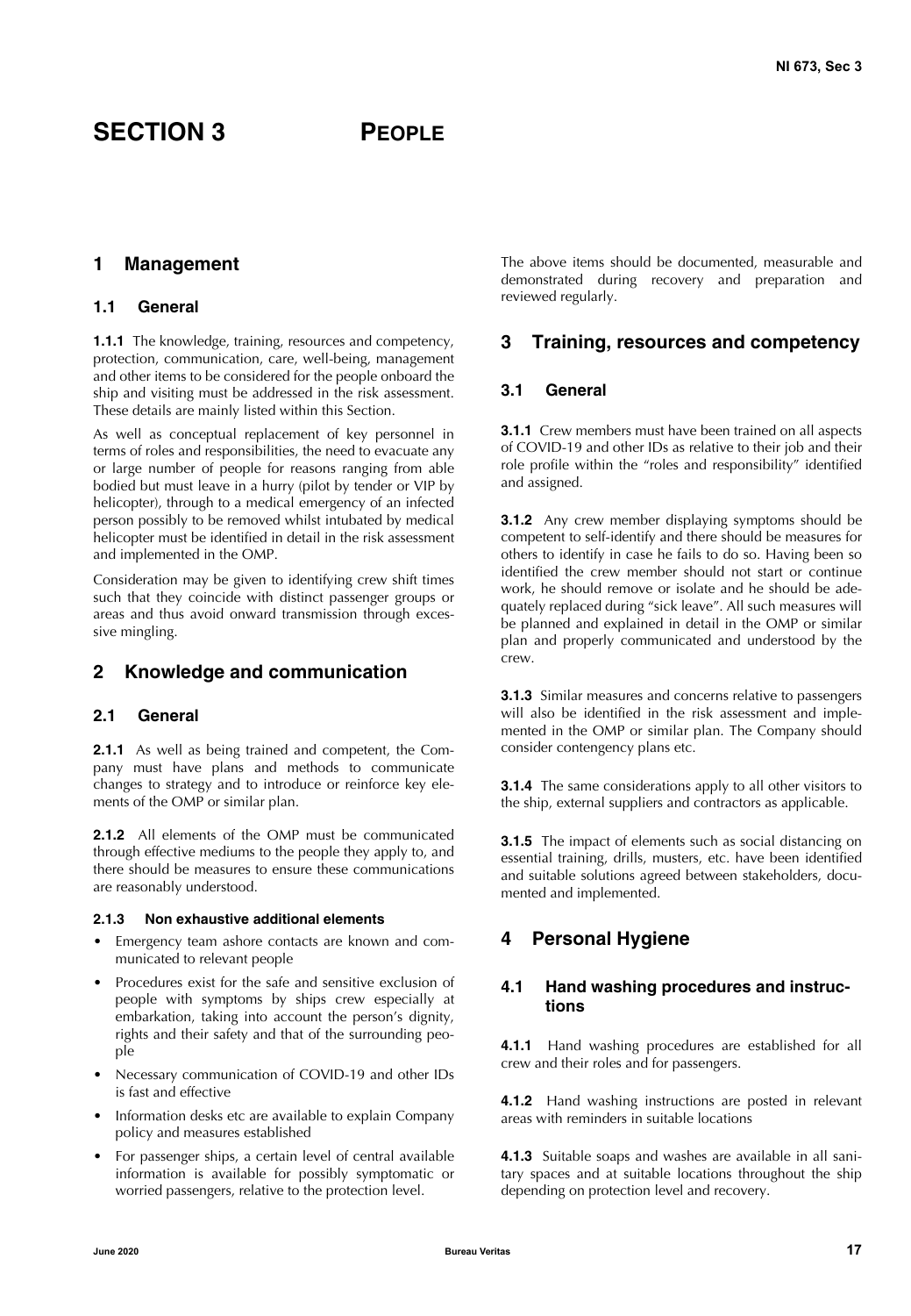# SECTION 3 PEOPLE

## 1 Management

### 1.1 General

**1.1.1** The knowledge, training, resources and competency, protection, communication, care, well-being, management and other items to be considered for the people onboard the ship and visiting must be addressed in the risk assessment. These details are mainly listed within this Section.

As well as conceptual replacement of key personnel in terms of roles and responsibilities, the need to evacuate any or large number of people for reasons ranging from able bodied but must leave in a hurry (pilot by tender or VIP by helicopter), through to a medical emergency of an infected person possibly to be removed whilst intubated by medical helicopter must be identified in detail in the risk assessment and implemented in the OMP.

Consideration may be given to identifying crew shift times such that they coincide with distinct passenger groups or areas and thus avoid onward transmission through excessive mingling.

## 2 Knowledge and communication

### 2.1 General

**2.1.1** As well as being trained and competent, the Company must have plans and methods to communicate changes to strategy and to introduce or reinforce key elements of the OMP or similar plan.

**2.1.2** All elements of the OMP must be communicated through effective mediums to the people they apply to, and there should be measures to ensure these communications are reasonably understood.

#### 2.1.3 Non exhaustive additional elements

- Emergency team ashore contacts are known and communicated to relevant people
- Procedures exist for the safe and sensitive exclusion of people with symptoms by ships crew especially at embarkation, taking into account the person's dignity, rights and their safety and that of the surrounding people
- Necessary communication of COVID-19 and other IDs is fast and effective
- Information desks etc are available to explain Company policy and measures established
- For passenger ships, a certain level of central available information is available for possibly symptomatic or worried passengers, relative to the protection level.

The above items should be documented, measurable and demonstrated during recovery and preparation and reviewed regularly.

## 3 Training, resources and competency

### 3.1 General

**3.1.1** Crew members must have been trained on all aspects of COVID-19 and other IDs as relative to their job and their role profile within the "roles and responsibility" identified and assigned.

**3.1.2** Any crew member displaying symptoms should be competent to self-identify and there should be measures for others to identify in case he fails to do so. Having been so identified the crew member should not start or continue work, he should remove or isolate and he should be adequately replaced during "sick leave". All such measures will be planned and explained in detail in the OMP or similar plan and properly communicated and understood by the crew.

**3.1.3** Similar measures and concerns relative to passengers will also be identified in the risk assessment and implemented in the OMP or similar plan. The Company should consider contengency plans etc.

**3.1.4** The same considerations apply to all other visitors to the ship, external suppliers and contractors as applicable.

**3.1.5** The impact of elements such as social distancing on essential training, drills, musters, etc. have been identified and suitable solutions agreed between stakeholders, documented and implemented.

## 4 Personal Hygiene

### 4.1 Hand washing procedures and instructions

**4.1.1** Hand washing procedures are established for all crew and their roles and for passengers.

**4.1.2** Hand washing instructions are posted in relevant areas with reminders in suitable locations

**4.1.3** Suitable soaps and washes are available in all sanitary spaces and at suitable locations throughout the ship depending on protection level and recovery.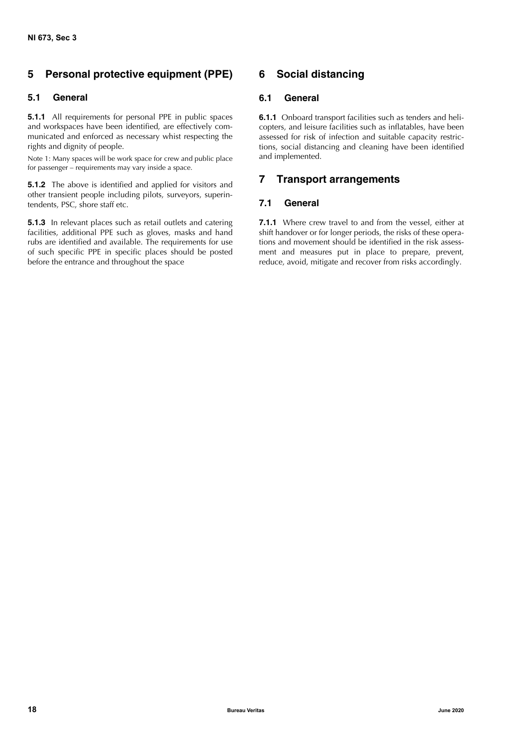## 5 Personal protective equipment (PPE)

### 5.1 General

**5.1.1** All requirements for personal PPE in public spaces and workspaces have been identified, are effectively communicated and enforced as necessary whist respecting the rights and dignity of people.

Note 1: Many spaces will be work space for crew and public place for passenger – requirements may vary inside a space.

**5.1.2** The above is identified and applied for visitors and other transient people including pilots, surveyors, superintendents, PSC, shore staff etc.

**5.1.3** In relevant places such as retail outlets and catering facilities, additional PPE such as gloves, masks and hand rubs are identified and available. The requirements for use of such specific PPE in specific places should be posted before the entrance and throughout the space

## 6 Social distancing

### 6.1 General

**6.1.1** Onboard transport facilities such as tenders and helicopters, and leisure facilities such as inflatables, have been assessed for risk of infection and suitable capacity restrictions, social distancing and cleaning have been identified and implemented.

## 7 Transport arrangements

### 7.1 General

**7.1.1** Where crew travel to and from the vessel, either at shift handover or for longer periods, the risks of these operations and movement should be identified in the risk assessment and measures put in place to prepare, prevent, reduce, avoid, mitigate and recover from risks accordingly.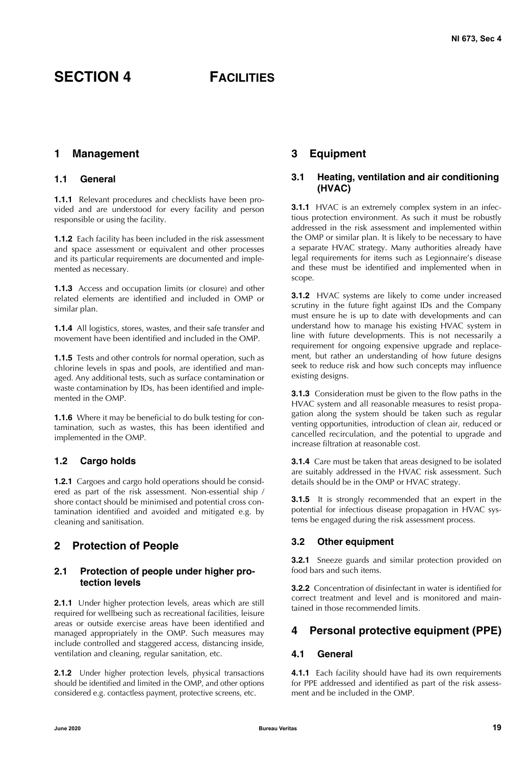# SECTION 4 FACILITIES

## 1 Management

### 1.1 General

**1.1.1** Relevant procedures and checklists have been provided and are understood for every facility and person responsible or using the facility.

**1.1.2** Each facility has been included in the risk assessment and space assessment or equivalent and other processes and its particular requirements are documented and implemented as necessary.

**1.1.3** Access and occupation limits (or closure) and other related elements are identified and included in OMP or similar plan.

**1.1.4** All logistics, stores, wastes, and their safe transfer and movement have been identified and included in the OMP.

**1.1.5** Tests and other controls for normal operation, such as chlorine levels in spas and pools, are identified and managed. Any additional tests, such as surface contamination or waste contamination by IDs, has been identified and implemented in the OMP.

**1.1.6** Where it may be beneficial to do bulk testing for contamination, such as wastes, this has been identified and implemented in the OMP.

### 1.2 Cargo holds

**1.2.1** Cargoes and cargo hold operations should be considered as part of the risk assessment. Non-essential ship / shore contact should be minimised and potential cross contamination identified and avoided and mitigated e.g. by cleaning and sanitisation.

## 2 Protection of People

### 2.1 Protection of people under higher protection levels

**2.1.1** Under higher protection levels, areas which are still required for wellbeing such as recreational facilities, leisure areas or outside exercise areas have been identified and managed appropriately in the OMP. Such measures may include controlled and staggered access, distancing inside, ventilation and cleaning, regular sanitation, etc.

**2.1.2** Under higher protection levels, physical transactions should be identified and limited in the OMP, and other options considered e.g. contactless payment, protective screens, etc.

## 3 Equipment

### 3.1 Heating, ventilation and air conditioning (HVAC)

**3.1.1** HVAC is an extremely complex system in an infectious protection environment. As such it must be robustly addressed in the risk assessment and implemented within the OMP or similar plan. It is likely to be necessary to have a separate HVAC strategy. Many authorities already have legal requirements for items such as Legionnaire's disease and these must be identified and implemented when in scope.

**3.1.2** HVAC systems are likely to come under increased scrutiny in the future fight against IDs and the Company must ensure he is up to date with developments and can understand how to manage his existing HVAC system in line with future developments. This is not necessarily a requirement for ongoing expensive upgrade and replacement, but rather an understanding of how future designs seek to reduce risk and how such concepts may influence existing designs.

**3.1.3** Consideration must be given to the flow paths in the HVAC system and all reasonable measures to resist propagation along the system should be taken such as regular venting opportunities, introduction of clean air, reduced or cancelled recirculation, and the potential to upgrade and increase filtration at reasonable cost.

**3.1.4** Care must be taken that areas designed to be isolated are suitably addressed in the HVAC risk assessment. Such details should be in the OMP or HVAC strategy.

**3.1.5** It is strongly recommended that an expert in the potential for infectious disease propagation in HVAC systems be engaged during the risk assessment process.

### 3.2 Other equipment

**3.2.1** Sneeze guards and similar protection provided on food bars and such items.

**3.2.2** Concentration of disinfectant in water is identified for correct treatment and level and is monitored and maintained in those recommended limits.

## 4 Personal protective equipment (PPE)

### 4.1 General

**4.1.1** Each facility should have had its own requirements for PPE addressed and identified as part of the risk assessment and be included in the OMP.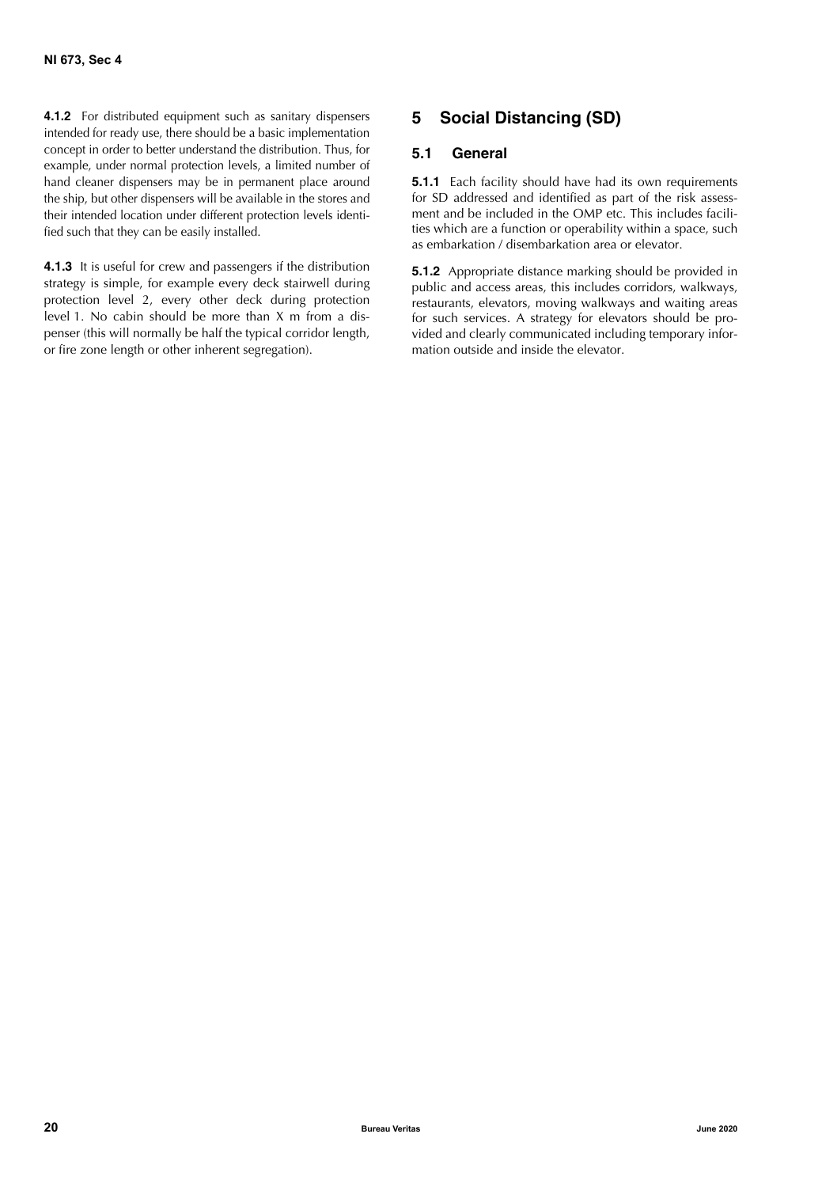**4.1.2** For distributed equipment such as sanitary dispensers intended for ready use, there should be a basic implementation concept in order to better understand the distribution. Thus, for example, under normal protection levels, a limited number of hand cleaner dispensers may be in permanent place around the ship, but other dispensers will be available in the stores and their intended location under different protection levels identified such that they can be easily installed.

**4.1.3** It is useful for crew and passengers if the distribution strategy is simple, for example every deck stairwell during protection level 2, every other deck during protection level 1. No cabin should be more than X m from a dispenser (this will normally be half the typical corridor length, or fire zone length or other inherent segregation).

# 5 Social Distancing (SD)

## 5.1 General

**5.1.1** Each facility should have had its own requirements for SD addressed and identified as part of the risk assessment and be included in the OMP etc. This includes facilities which are a function or operability within a space, such as embarkation / disembarkation area or elevator.

**5.1.2** Appropriate distance marking should be provided in public and access areas, this includes corridors, walkways, restaurants, elevators, moving walkways and waiting areas for such services. A strategy for elevators should be provided and clearly communicated including temporary information outside and inside the elevator.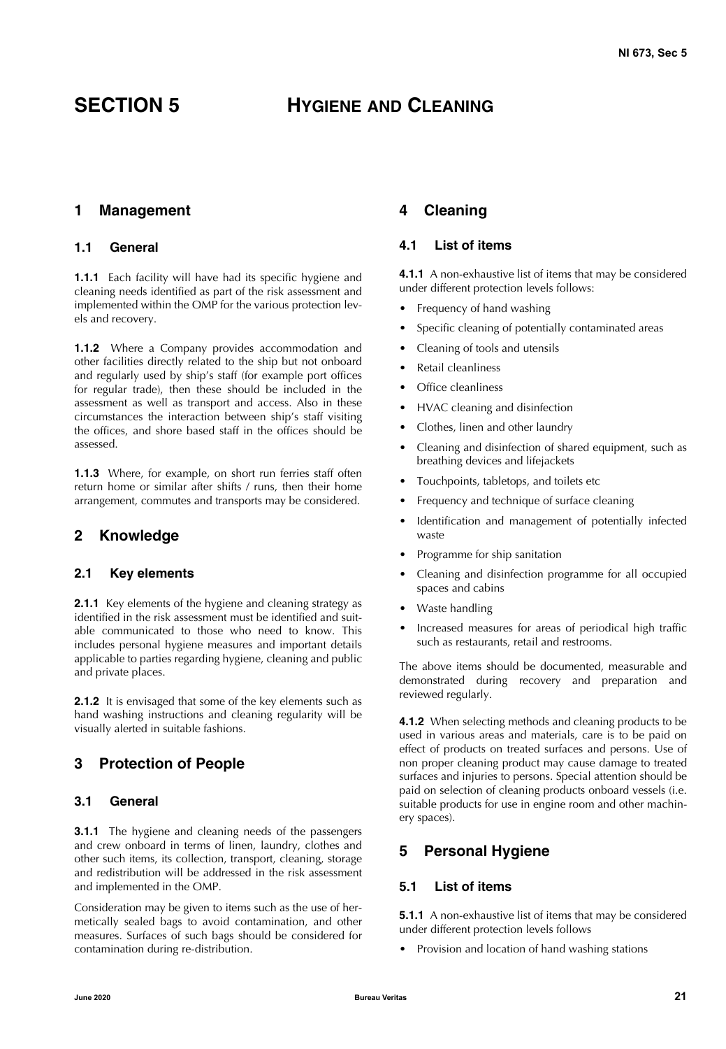# SECTION 5 HYGIENE AND CLEANING

## 1 Management

### 1.1 General

**1.1.1** Each facility will have had its specific hygiene and cleaning needs identified as part of the risk assessment and implemented within the OMP for the various protection levels and recovery.

**1.1.2** Where a Company provides accommodation and other facilities directly related to the ship but not onboard and regularly used by ship's staff (for example port offices for regular trade), then these should be included in the assessment as well as transport and access. Also in these circumstances the interaction between ship's staff visiting the offices, and shore based staff in the offices should be assessed.

**1.1.3** Where, for example, on short run ferries staff often return home or similar after shifts / runs, then their home arrangement, commutes and transports may be considered.

## 2 Knowledge

### 2.1 Key elements

**2.1.1** Key elements of the hygiene and cleaning strategy as identified in the risk assessment must be identified and suitable communicated to those who need to know. This includes personal hygiene measures and important details applicable to parties regarding hygiene, cleaning and public and private places.

**2.1.2** It is envisaged that some of the key elements such as hand washing instructions and cleaning regularity will be visually alerted in suitable fashions.

## 3 Protection of People

### 3.1 General

**3.1.1** The hygiene and cleaning needs of the passengers and crew onboard in terms of linen, laundry, clothes and other such items, its collection, transport, cleaning, storage and redistribution will be addressed in the risk assessment and implemented in the OMP.

Consideration may be given to items such as the use of hermetically sealed bags to avoid contamination, and other measures. Surfaces of such bags should be considered for contamination during re-distribution.

## 4 Cleaning

### 4.1 List of items

**4.1.1** A non-exhaustive list of items that may be considered under different protection levels follows:

- Frequency of hand washing
- Specific cleaning of potentially contaminated areas
- Cleaning of tools and utensils
- Retail cleanliness
- Office cleanliness
- HVAC cleaning and disinfection
- Clothes, linen and other laundry
- Cleaning and disinfection of shared equipment, such as breathing devices and lifejackets
- Touchpoints, tabletops, and toilets etc
- Frequency and technique of surface cleaning
- Identification and management of potentially infected waste
- Programme for ship sanitation
- Cleaning and disinfection programme for all occupied spaces and cabins
- Waste handling
- Increased measures for areas of periodical high traffic such as restaurants, retail and restrooms.

The above items should be documented, measurable and demonstrated during recovery and preparation and reviewed regularly.

**4.1.2** When selecting methods and cleaning products to be used in various areas and materials, care is to be paid on effect of products on treated surfaces and persons. Use of non proper cleaning product may cause damage to treated surfaces and injuries to persons. Special attention should be paid on selection of cleaning products onboard vessels (i.e. suitable products for use in engine room and other machinery spaces).

## 5 Personal Hygiene

### 5.1 List of items

**5.1.1** A non-exhaustive list of items that may be considered under different protection levels follows

- Provision and location of hand washing stations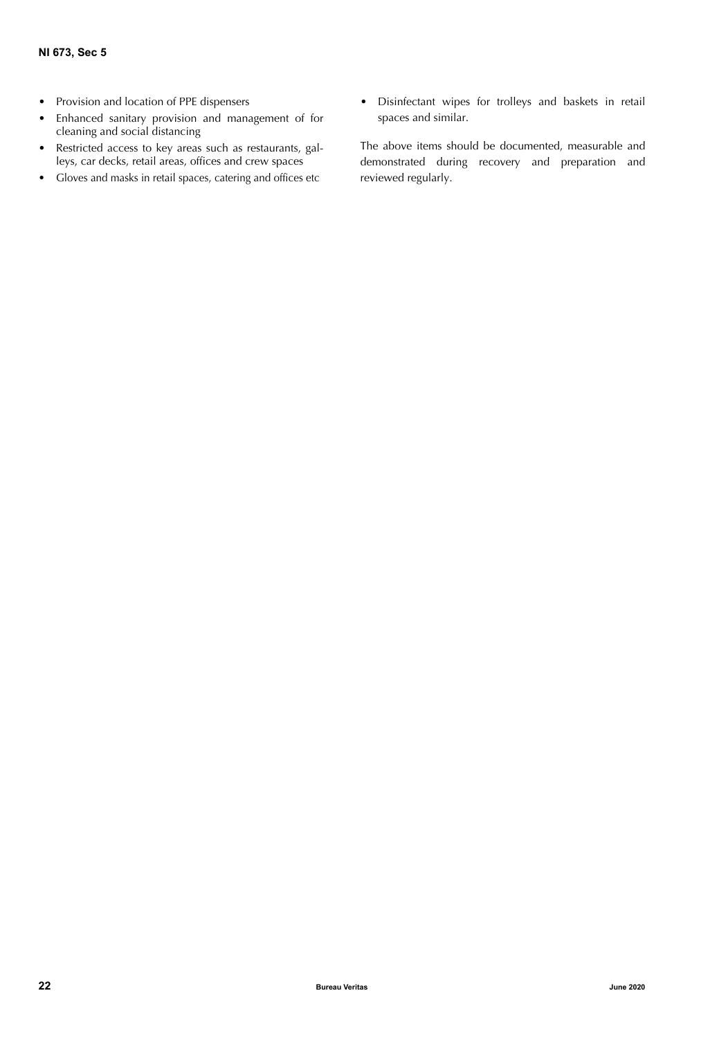- Provision and location of PPE dispensers
- Enhanced sanitary provision and management of for cleaning and social distancing
- Restricted access to key areas such as restaurants, galleys, car decks, retail areas, offices and crew spaces
- Gloves and masks in retail spaces, catering and offices etc
- Disinfectant wipes for trolleys and baskets in retail spaces and similar.

The above items should be documented, measurable and demonstrated during recovery and preparation and reviewed regularly.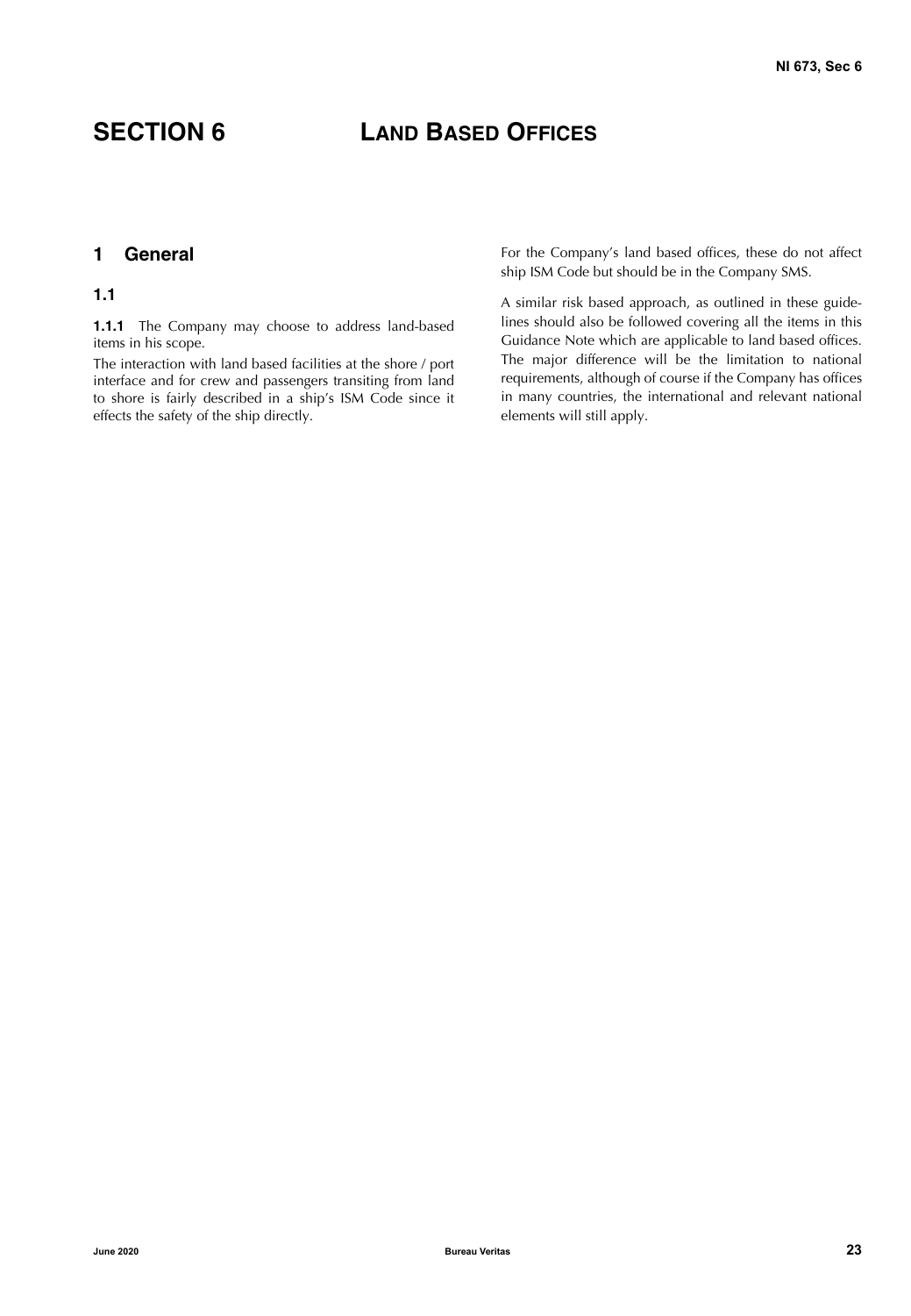# SECTION 6 LAND BASED OFFICES

## 1 General

### 1.1

**1.1.1** The Company may choose to address land-based items in his scope.

The interaction with land based facilities at the shore / port interface and for crew and passengers transiting from land to shore is fairly described in a ship's ISM Code since it effects the safety of the ship directly.

For the Company's land based offices, these do not affect ship ISM Code but should be in the Company SMS.

A similar risk based approach, as outlined in these guidelines should also be followed covering all the items in this Guidance Note which are applicable to land based offices. The major difference will be the limitation to national requirements, although of course if the Company has offices in many countries, the international and relevant national elements will still apply.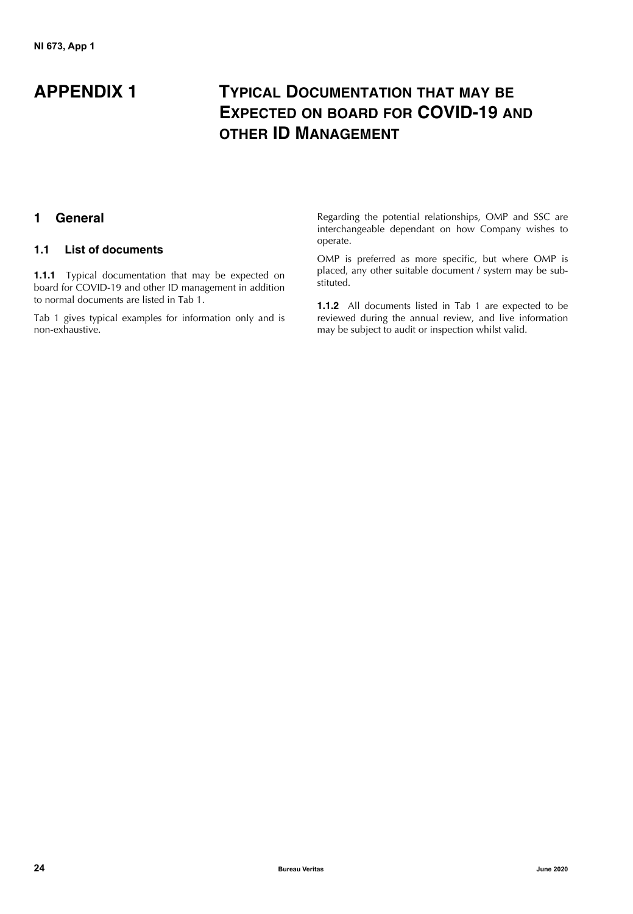# APPENDIX 1 TYPICAL DOCUMENTATION THAT MAY BE EXPECTED ON BOARD FOR COVID-19 AND OTHER ID MANAGEMENT

## 1 General

### 1.1 List of documents

**1.1.1** Typical documentation that may be expected on board for COVID-19 and other ID management in addition to normal documents are listed in Tab 1.

Tab 1 gives typical examples for information only and is non-exhaustive.

Regarding the potential relationships, OMP and SSC are interchangeable dependant on how Company wishes to operate.

OMP is preferred as more specific, but where OMP is placed, any other suitable document / system may be substituted.

**1.1.2** All documents listed in Tab 1 are expected to be reviewed during the annual review, and live information may be subject to audit or inspection whilst valid.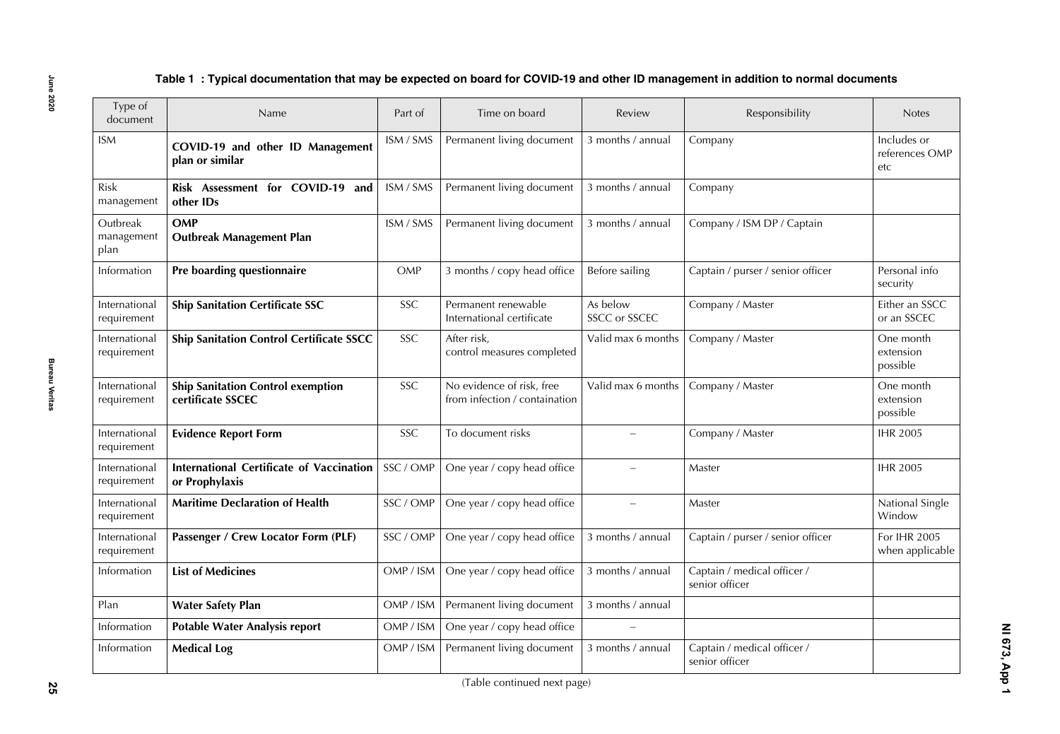**Table 1 : Typical documentation that may be expected on board for COVID-19 and other ID management in addition to normal documents**

| Type of document | Name | Part of | Time on board | Review | Responsibility | Notes |
|---|---|---|---|---|---|---|
| ISM | **COVID-19 and other ID Management plan or similar** | ISM / SMS | Permanent living document | 3 months / annual | Company | Includes or references OMP etc |
| Risk management | **Risk Assessment for COVID-19 and other IDs** | ISM / SMS | Permanent living document | 3 months / annual | Company | |
| Outbreak management plan | **OMP Outbreak Management Plan** | ISM / SMS | Permanent living document | 3 months / annual | Company / ISM DP / Captain | |
| Information | **Pre boarding questionnaire** | OMP | 3 months / copy head office | Before sailing | Captain / purser / senior officer | Personal info security |
| International requirement | **Ship Sanitation Certificate SSC** | SSC | Permanent renewable International certificate | As below SSCC or SSCEC | Company / Master | Either an SSCC or an SSCEC |
| International requirement | **Ship Sanitation Control Certificate SSCC** | SSC | After risk, control measures completed | Valid max 6 months | Company / Master | One month extension possible |
| International requirement | **Ship Sanitation Control exemption certificate SSCEC** | SSC | No evidence of risk, free from infection / containation | Valid max 6 months | Company / Master | One month extension possible |
| International requirement | **Evidence Report Form** | SSC | To document risks | – | Company / Master | IHR 2005 |
| International requirement | **International Certificate of Vaccination or Prophylaxis** | SSC / OMP | One year / copy head office | – | Master | IHR 2005 |
| International requirement | **Maritime Declaration of Health** | SSC / OMP | One year / copy head office | – | Master | National Single Window |
| International requirement | **Passenger / Crew Locator Form (PLF)** | SSC / OMP | One year / copy head office | 3 months / annual | Captain / purser / senior officer | For IHR 2005 when applicable |
| Information | **List of Medicines** | OMP / ISM | One year / copy head office | 3 months / annual | Captain / medical officer / senior officer | |
| Plan | **Water Safety Plan** | OMP / ISM | Permanent living document | 3 months / annual | | |
| Information | **Potable Water Analysis report** | OMP / ISM | One year / copy head office | – | | |
| Information | **Medical Log** | OMP / ISM | Permanent living document | 3 months / annual | Captain / medical officer / senior officer | |

(Table continued next page)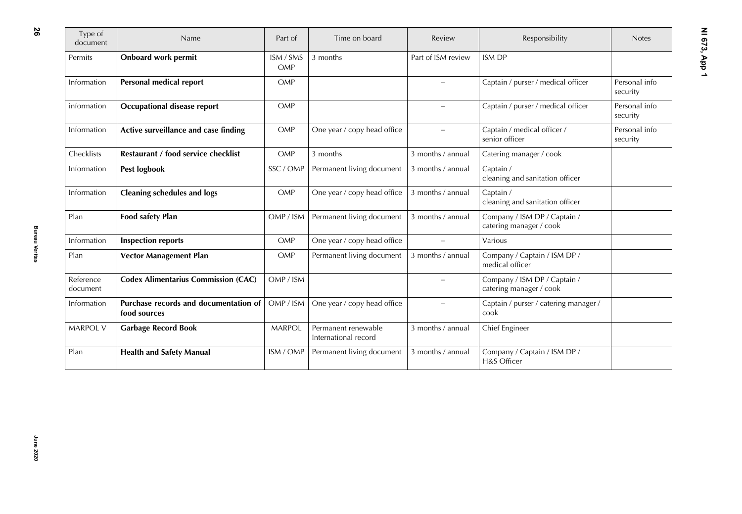| Type of document | Name | Part of | Time on board | Review | Responsibility | Notes |
|---|---|---|---|---|---|---|
| Permits | **Onboard work permit** | ISM / SMS OMP | 3 months | Part of ISM review | ISM DP | |
| Information | **Personal medical report** | OMP | | – | Captain / purser / medical officer | Personal info security |
| information | **Occupational disease report** | OMP | | – | Captain / purser / medical officer | Personal info security |
| Information | **Active surveillance and case finding** | OMP | One year / copy head office | – | Captain / medical officer / senior officer | Personal info security |
| Checklists | **Restaurant / food service checklist** | OMP | 3 months | 3 months / annual | Catering manager / cook | |
| Information | **Pest logbook** | SSC / OMP | Permanent living document | 3 months / annual | Captain / cleaning and sanitation officer | |
| Information | **Cleaning schedules and logs** | OMP | One year / copy head office | 3 months / annual | Captain / cleaning and sanitation officer | |
| Plan | **Food safety Plan** | OMP / ISM | Permanent living document | 3 months / annual | Company / ISM DP / Captain / catering manager / cook | |
| Information | **Inspection reports** | OMP | One year / copy head office | – | Various | |
| Plan | **Vector Management Plan** | OMP | Permanent living document | 3 months / annual | Company / Captain / ISM DP / medical officer | |
| Reference document | **Codex Alimentarius Commission (CAC)** | OMP / ISM | | – | Company / ISM DP / Captain / catering manager / cook | |
| Information | **Purchase records and documentation of food sources** | OMP / ISM | One year / copy head office | – | Captain / purser / catering manager / cook | |
| MARPOL V | **Garbage Record Book** | MARPOL | Permanent renewable International record | 3 months / annual | Chief Engineer | |
| Plan | **Health and Safety Manual** | ISM / OMP | Permanent living document | 3 months / annual | Company / Captain / ISM DP / H&S Officer | |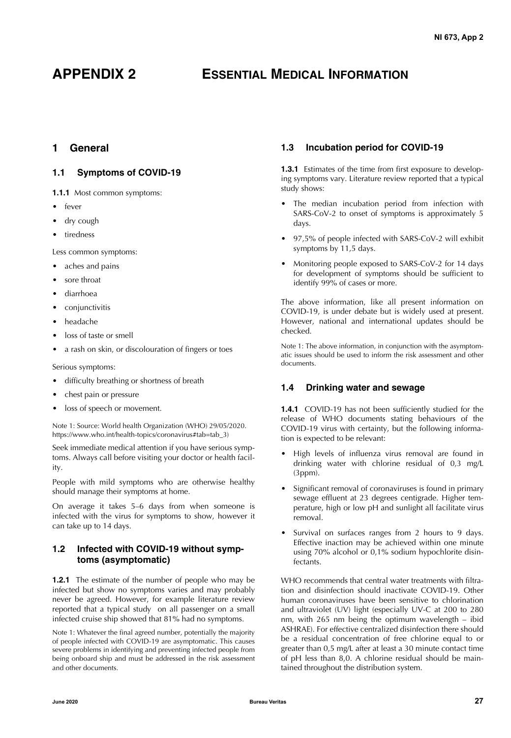# APPENDIX 2 ESSENTIAL MEDICAL INFORMATION

## 1 General

### 1.1 Symptoms of COVID-19

**1.1.1** Most common symptoms:

- fever
- dry cough
- tiredness

Less common symptoms:

- aches and pains
- sore throat
- diarrhoea
- conjunctivitis
- headache
- loss of taste or smell
- a rash on skin, or discolouration of fingers or toes

Serious symptoms:

- difficulty breathing or shortness of breath
- chest pain or pressure
- loss of speech or movement.

Note 1: Source: World health Organization (WHO) 29/05/2020. https://www.who.int/health-topics/coronavirus#tab=tab_3)

Seek immediate medical attention if you have serious symptoms. Always call before visiting your doctor or health facility.

People with mild symptoms who are otherwise healthy should manage their symptoms at home.

On average it takes 5–6 days from when someone is infected with the virus for symptoms to show, however it can take up to 14 days.

### 1.2 Infected with COVID-19 without symptoms (asymptomatic)

**1.2.1** The estimate of the number of people who may be infected but show no symptoms varies and may probably never be agreed. However, for example literature review reported that a typical study on all passenger on a small infected cruise ship showed that 81% had no symptoms.

Note 1: Whatever the final agreed number, potentially the majority of people infected with COVID-19 are asymptomatic. This causes severe problems in identifying and preventing infected people from being onboard ship and must be addressed in the risk assessment and other documents.

### 1.3 Incubation period for COVID-19

**1.3.1** Estimates of the time from first exposure to developing symptoms vary. Literature review reported that a typical study shows:

- The median incubation period from infection with SARS-CoV-2 to onset of symptoms is approximately 5 days.
- 97,5% of people infected with SARS-CoV-2 will exhibit symptoms by 11,5 days.
- Monitoring people exposed to SARS-CoV-2 for 14 days for development of symptoms should be sufficient to identify 99% of cases or more.

The above information, like all present information on COVID-19, is under debate but is widely used at present. However, national and international updates should be checked.

Note 1: The above information, in conjunction with the asymptomatic issues should be used to inform the risk assessment and other documents.

### 1.4 Drinking water and sewage

**1.4.1** COVID-19 has not been sufficiently studied for the release of WHO documents stating behaviours of the COVID-19 virus with certainty, but the following information is expected to be relevant:

- High levels of influenza virus removal are found in drinking water with chlorine residual of 0,3 mg/L (3ppm).
- Significant removal of coronaviruses is found in primary sewage effluent at 23 degrees centigrade. Higher temperature, high or low pH and sunlight all facilitate virus removal.
- Survival on surfaces ranges from 2 hours to 9 days. Effective inaction may be achieved within one minute using 70% alcohol or 0,1% sodium hypochlorite disinfectants.

WHO recommends that central water treatments with filtration and disinfection should inactivate COVID-19. Other human coronaviruses have been sensitive to chlorination and ultraviolet (UV) light (especially UV-C at 200 to 280 nm, with 265 nm being the optimum wavelength – ibid ASHRAE). For effective centralized disinfection there should be a residual concentration of free chlorine equal to or greater than 0,5 mg/L after at least a 30 minute contact time of pH less than 8,0. A chlorine residual should be maintained throughout the distribution system.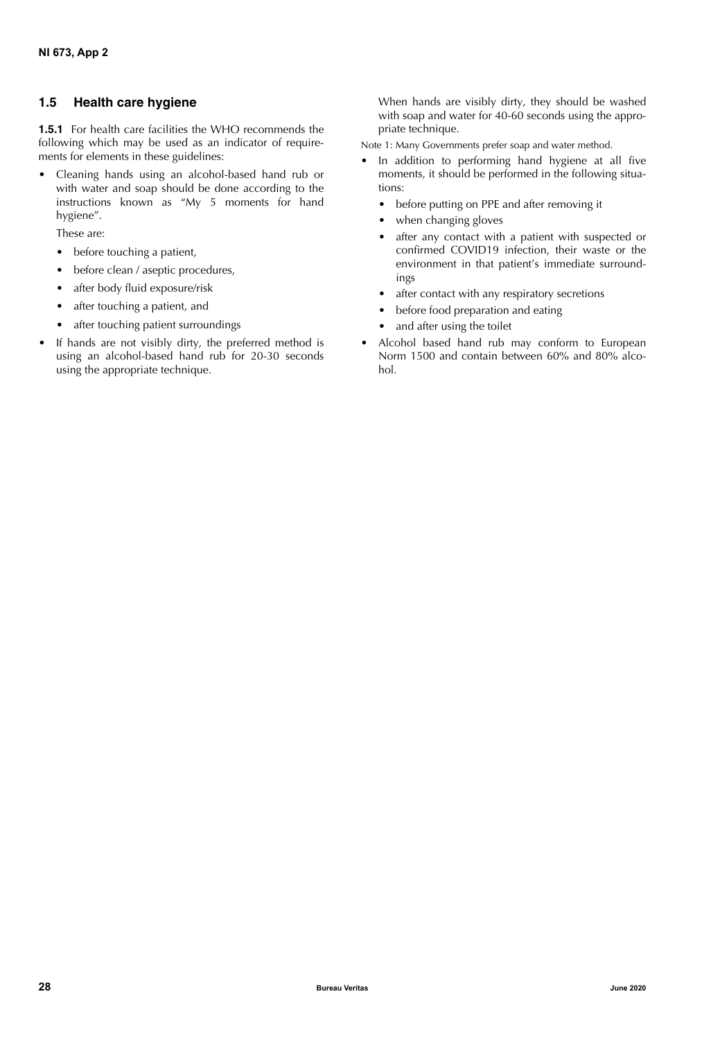### 1.5 Health care hygiene

**1.5.1** For health care facilities the WHO recommends the following which may be used as an indicator of requirements for elements in these guidelines:

- Cleaning hands using an alcohol-based hand rub or with water and soap should be done according to the instructions known as "My 5 moments for hand hygiene".

  These are:

  - before touching a patient,
  - before clean / aseptic procedures,
  - after body fluid exposure/risk
  - after touching a patient, and
  - after touching patient surroundings

- If hands are not visibly dirty, the preferred method is using an alcohol-based hand rub for 20-30 seconds using the appropriate technique.

  When hands are visibly dirty, they should be washed with soap and water for 40-60 seconds using the appropriate technique.

Note 1: Many Governments prefer soap and water method.

- In addition to performing hand hygiene at all five moments, it should be performed in the following situations:
  - before putting on PPE and after removing it
  - when changing gloves
  - after any contact with a patient with suspected or confirmed COVID19 infection, their waste or the environment in that patient's immediate surroundings
  - after contact with any respiratory secretions
  - before food preparation and eating
  - and after using the toilet
- Alcohol based hand rub may conform to European Norm 1500 and contain between 60% and 80% alcohol.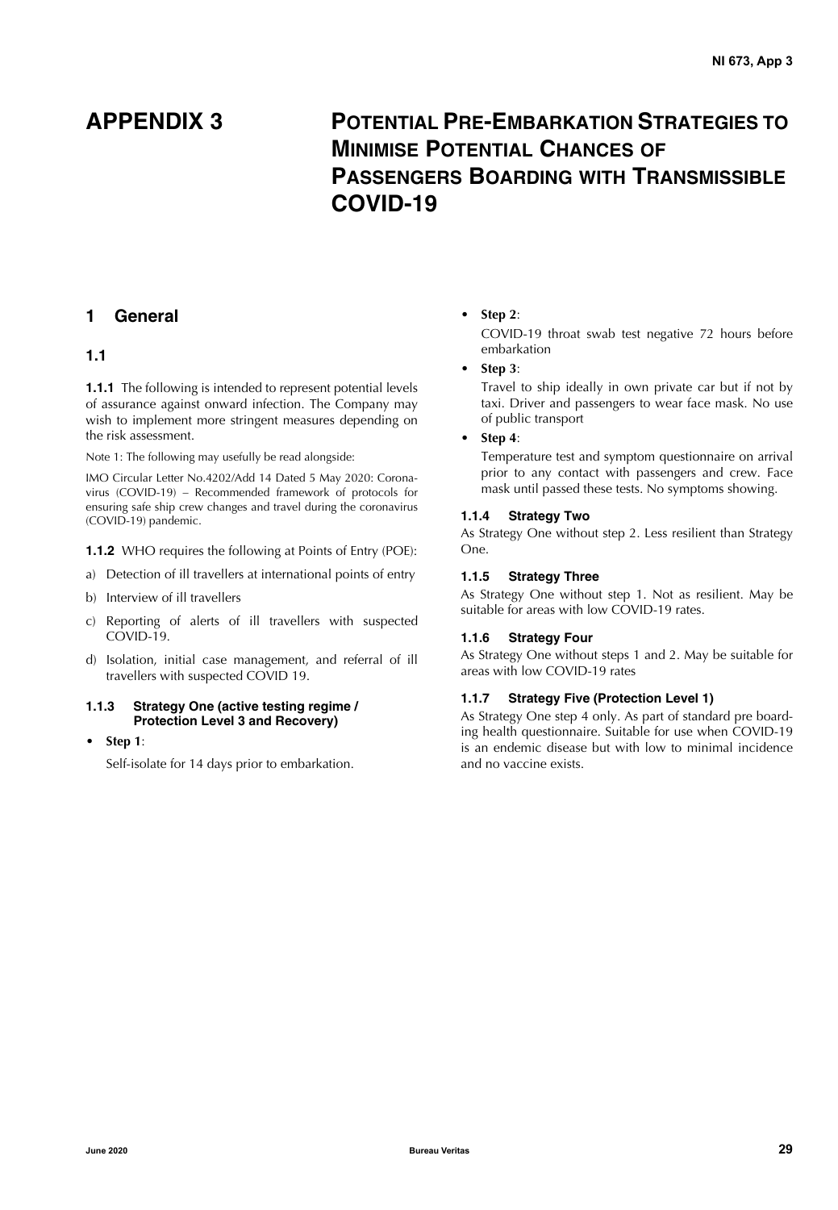# APPENDIX 3 POTENTIAL PRE-EMBARKATION STRATEGIES TO MINIMISE POTENTIAL CHANCES OF PASSENGERS BOARDING WITH TRANSMISSIBLE COVID-19

## 1 General

### 1.1

**1.1.1** The following is intended to represent potential levels of assurance against onward infection. The Company may wish to implement more stringent measures depending on the risk assessment.

Note 1: The following may usefully be read alongside:

IMO Circular Letter No.4202/Add 14 Dated 5 May 2020: Coronavirus (COVID-19) – Recommended framework of protocols for ensuring safe ship crew changes and travel during the coronavirus (COVID-19) pandemic.

**1.1.2** WHO requires the following at Points of Entry (POE):

a) Detection of ill travellers at international points of entry

b) Interview of ill travellers

c) Reporting of alerts of ill travellers with suspected COVID-19.

d) Isolation, initial case management, and referral of ill travellers with suspected COVID 19.

#### 1.1.3 Strategy One (active testing regime / Protection Level 3 and Recovery)

- **Step 1**:

  Self-isolate for 14 days prior to embarkation.

- **Step 2**:

  COVID-19 throat swab test negative 72 hours before embarkation

- **Step 3**:

  Travel to ship ideally in own private car but if not by taxi. Driver and passengers to wear face mask. No use of public transport

- **Step 4**:

  Temperature test and symptom questionnaire on arrival prior to any contact with passengers and crew. Face mask until passed these tests. No symptoms showing.

#### 1.1.4 Strategy Two

As Strategy One without step 2. Less resilient than Strategy One.

#### 1.1.5 Strategy Three

As Strategy One without step 1. Not as resilient. May be suitable for areas with low COVID-19 rates.

#### 1.1.6 Strategy Four

As Strategy One without steps 1 and 2. May be suitable for areas with low COVID-19 rates

#### 1.1.7 Strategy Five (Protection Level 1)

As Strategy One step 4 only. As part of standard pre boarding health questionnaire. Suitable for use when COVID-19 is an endemic disease but with low to minimal incidence and no vaccine exists.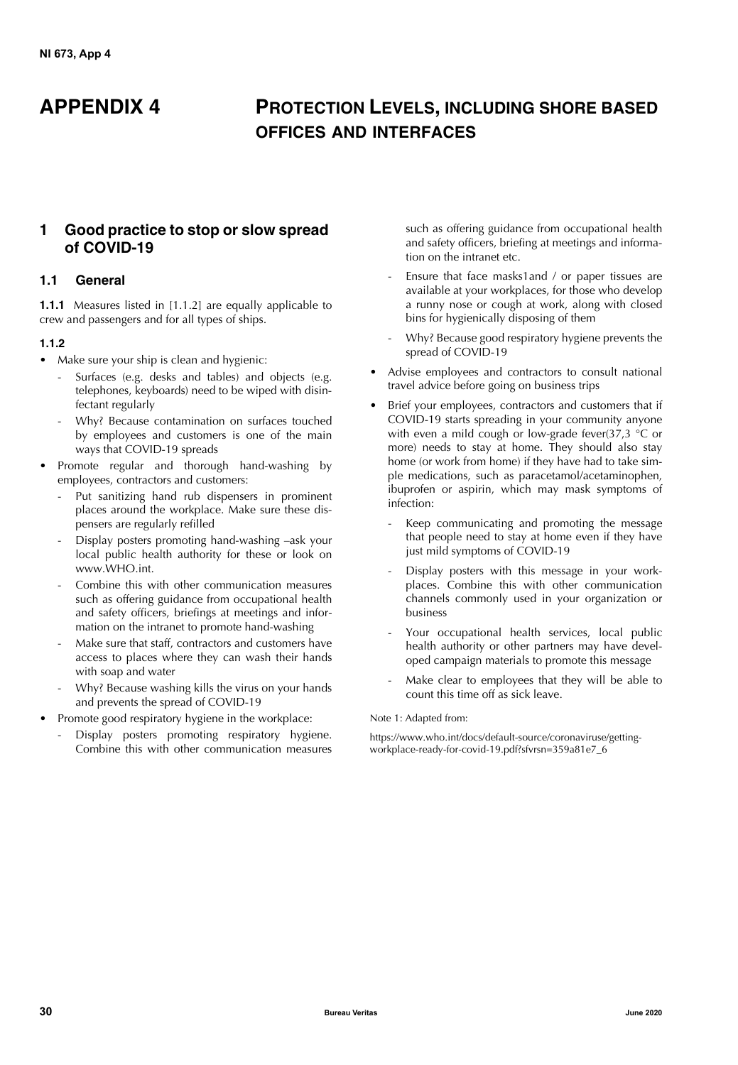# APPENDIX 4 PROTECTION LEVELS, INCLUDING SHORE BASED OFFICES AND INTERFACES

## 1 Good practice to stop or slow spread of COVID-19

### 1.1 General

**1.1.1** Measures listed in [1.1.2] are equally applicable to crew and passengers and for all types of ships.

**1.1.2**

- Make sure your ship is clean and hygienic:
  - Surfaces (e.g. desks and tables) and objects (e.g. telephones, keyboards) need to be wiped with disinfectant regularly
  - Why? Because contamination on surfaces touched by employees and customers is one of the main ways that COVID-19 spreads
- Promote regular and thorough hand-washing by employees, contractors and customers:
  - Put sanitizing hand rub dispensers in prominent places around the workplace. Make sure these dispensers are regularly refilled
  - Display posters promoting hand-washing –ask your local public health authority for these or look on www.WHO.int.
  - Combine this with other communication measures such as offering guidance from occupational health and safety officers, briefings at meetings and information on the intranet to promote hand-washing
  - Make sure that staff, contractors and customers have access to places where they can wash their hands with soap and water
  - Why? Because washing kills the virus on your hands and prevents the spread of COVID-19
- Promote good respiratory hygiene in the workplace:
  - Display posters promoting respiratory hygiene. Combine this with other communication measures such as offering guidance from occupational health and safety officers, briefing at meetings and information on the intranet etc.
  - Ensure that face masks1and / or paper tissues are available at your workplaces, for those who develop a runny nose or cough at work, along with closed bins for hygienically disposing of them
  - Why? Because good respiratory hygiene prevents the spread of COVID-19
- Advise employees and contractors to consult national travel advice before going on business trips
- Brief your employees, contractors and customers that if COVID-19 starts spreading in your community anyone with even a mild cough or low-grade fever(37,3 °C or more) needs to stay at home. They should also stay home (or work from home) if they have had to take simple medications, such as paracetamol/acetaminophen, ibuprofen or aspirin, which may mask symptoms of infection:
  - Keep communicating and promoting the message that people need to stay at home even if they have just mild symptoms of COVID-19
  - Display posters with this message in your workplaces. Combine this with other communication channels commonly used in your organization or business
  - Your occupational health services, local public health authority or other partners may have developed campaign materials to promote this message
  - Make clear to employees that they will be able to count this time off as sick leave.

Note 1: Adapted from:

https://www.who.int/docs/default-source/coronaviruse/getting-workplace-ready-for-covid-19.pdf?sfvrsn=359a81e7_6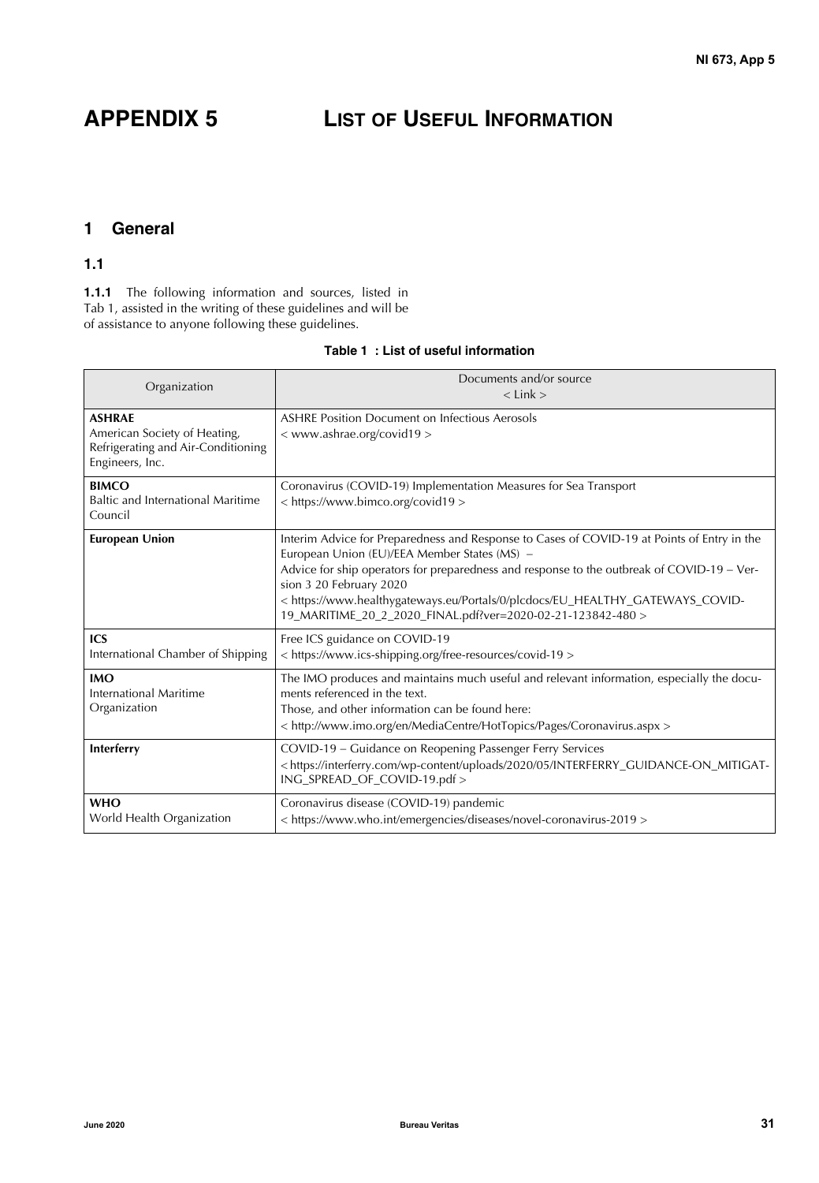# APPENDIX 5 LIST OF USEFUL INFORMATION

## 1 General

### 1.1

**1.1.1** The following information and sources, listed in Tab 1, assisted in the writing of these guidelines and will be of assistance to anyone following these guidelines.

**Table 1 : List of useful information**

| Organization | Documents and/or source < Link > |
|---|---|
| **ASHRAE** American Society of Heating, Refrigerating and Air-Conditioning Engineers, Inc. | ASHRE Position Document on Infectious Aerosols < www.ashrae.org/covid19 > |
| **BIMCO** Baltic and International Maritime Council | Coronavirus (COVID-19) Implementation Measures for Sea Transport < https://www.bimco.org/covid19 > |
| **European Union** | Interim Advice for Preparedness and Response to Cases of COVID-19 at Points of Entry in the European Union (EU)/EEA Member States (MS) – Advice for ship operators for preparedness and response to the outbreak of COVID-19 – Version 3 20 February 2020 < https://www.healthygateways.eu/Portals/0/plcdocs/EU_HEALTHY_GATEWAYS_COVID-19_MARITIME_20_2_2020_FINAL.pdf?ver=2020-02-21-123842-480 > |
| **ICS** International Chamber of Shipping | Free ICS guidance on COVID-19 < https://www.ics-shipping.org/free-resources/covid-19 > |
| **IMO** International Maritime Organization | The IMO produces and maintains much useful and relevant information, especially the documents referenced in the text. Those, and other information can be found here: < http://www.imo.org/en/MediaCentre/HotTopics/Pages/Coronavirus.aspx > |
| **Interferry** | COVID-19 – Guidance on Reopening Passenger Ferry Services <https://interferry.com/wp-content/uploads/2020/05/INTERFERRY_GUIDANCE-ON_MITIGATING_SPREAD_OF_COVID-19.pdf > |
| **WHO** World Health Organization | Coronavirus disease (COVID-19) pandemic < https://www.who.int/emergencies/diseases/novel-coronavirus-2019 > |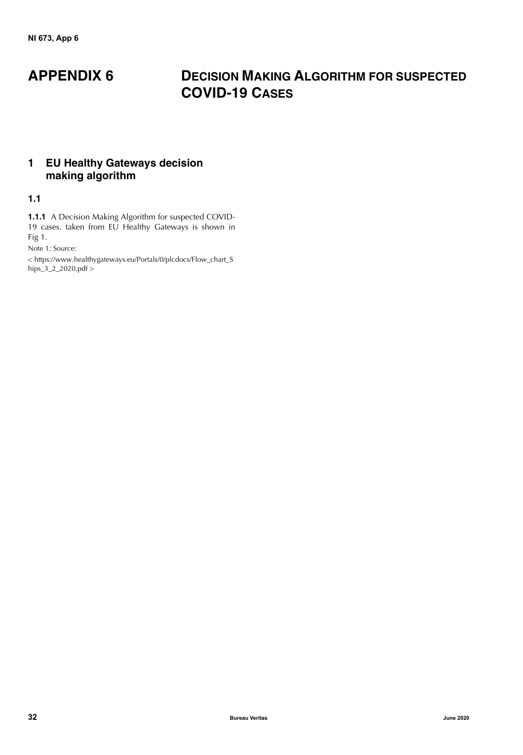# APPENDIX 6 DECISION MAKING ALGORITHM FOR SUSPECTED COVID-19 CASES

## 1 EU Healthy Gateways decision making algorithm

### 1.1

**1.1.1** A Decision Making Algorithm for suspected COVID-19 cases. taken from EU Healthy Gateways is shown in Fig 1.

Note 1: Source:

< https://www.healthygateways.eu/Portals/0/plcdocs/Flow_chart_Ships_3_2_2020.pdf >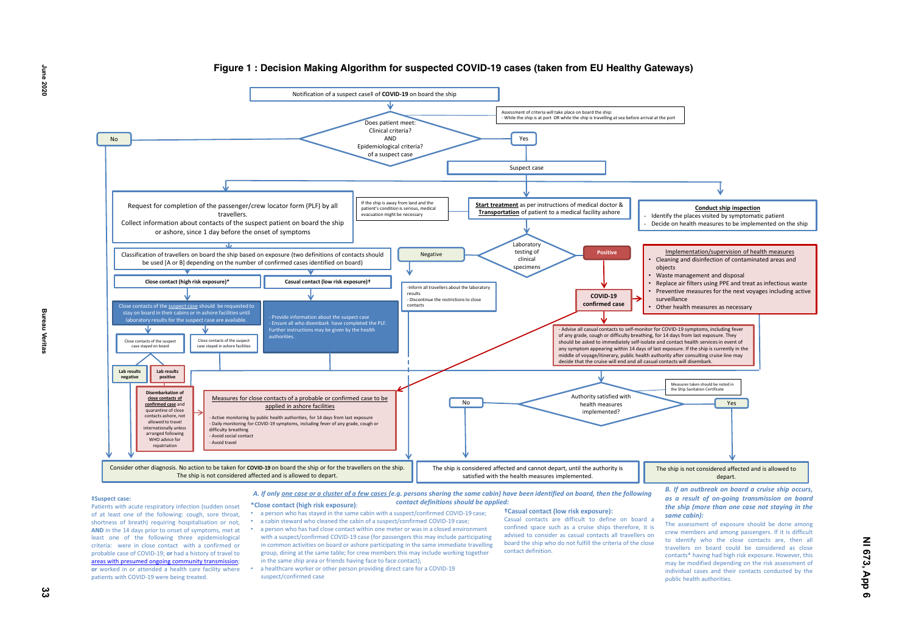## Figure 1 : Decision Making Algorithm for suspected COVID-19 cases (taken from EU Healthy Gateways)

Notification of a suspect case‡ of **COVID-19** on board the ship

Assessment of criteria will take place on board the ship:
- While the ship is at port OR while the ship is travelling at sea before arrival at the port

Does patient meet: Clinical criteria? AND Epidemiological criteria? of a suspect case

**No** → Consider other diagnosis. No action to be taken for **COVID-19** on board the ship or for the travellers on the ship. The ship is not considered affected and is allowed to depart.

**Yes** → Suspect case

Request for completion of the passenger/crew locator form (PLF) by all travellers. Collect information about contacts of the suspect patient on board the ship or ashore, since 1 day before the onset of symptoms

If the ship is away from land and the patient's condition is serious, medical evacuation might be necessary

**Start treatment** as per instructions of medical doctor & **Transportation** of patient to a medical facility ashore

**Conduct ship inspection**
- Identify the places visited by symptomatic patient
- Decide on health measures to be implemented on the ship

Classification of travellers on board the ship based on exposure (two definitions of contacts should be used [A or B] depending on the number of confirmed cases identified on board)

**Close contact (high risk exposure)\***

Close contacts of the suspect case should be requested to stay on board in their cabins or in ashore facilities until laboratory results for the suspect case are available.

- Close contacts of the suspect case stayed on board
- Close contacts of the suspect case stayed in ashore facilities

**Lab results negative** → Consider other diagnosis.

**Lab results positive** → **Disembarkation of close contacts of confirmed case** and quarantine of close contacts ashore, not allowed to travel internationally unless arranged following WHO advice for repatriation

Measures for close contacts of a probable or confirmed case to be applied in ashore facilities
- Active monitoring by public health authorities, for 14 days from last exposure
- Daily monitoring for COVID-19 symptoms, including fever of any grade, cough or difficulty breathing
- Avoid social contact
- Avoid travel

**Casual contact (low risk exposure)†**

- Provide information about the suspect case
- Ensure all who disembark have completed the PLF. Further instructions may be given by the health authorities.

Laboratory testing of clinical specimens

**Negative** →
- Inform all travellers about the laboratory results
- Discontinue the restrictions to close contacts

**Positive** → **COVID-19 confirmed case**

Implementation/supervision of health measures
- Cleaning and disinfection of contaminated areas and objects
- Waste management and disposal
- Replace air filters using PPE and treat as infectious waste
- Preventive measures for the next voyages including active surveillance
- Other health measures as necessary

- Advise all casual contacts to self-monitor for COVID-19 symptoms, including fever of any grade, cough or difficulty breathing, for 14 days from last exposure. They should be asked to immediately self-isolate and contact health services in event of any symptom appearing within 14 days of last exposure. If the ship is currently in the middle of voyage/itinerary, public health authority after consulting cruise line may decide that the cruise will end and all casual contacts will disembark.

Authority satisfied with health measures implemented?

Measures taken should be noted in the Ship Sanitation Certificate

**No** → The ship is considered affected and cannot depart, until the authority is satisfied with the health measures implemented.

**Yes** → The ship is not considered affected and is allowed to depart.

**‡Suspect case:**
Patients with acute respiratory infection (sudden onset of at least one of the following: cough, sore throat, shortness of breath) requiring hospitalisation or not, **AND** in the 14 days prior to onset of symptoms, met at least one of the following three epidemiological criteria: were in close contact with a confirmed or probable case of COVID-19; **or** had a history of travel to areas with presumed ongoing community transmission; **or** worked in or attended a health care facility where patients with COVID-19 were being treated.

***A. If only one case or a cluster of a few cases (e.g. persons sharing the same cabin) have been identified on board, then the following contact definitions should be applied:***

**\*Close contact (high risk exposure)**:
- a person who has stayed in the same cabin with a suspect/confirmed COVID-19 case;
- a cabin steward who cleaned the cabin of a suspect/confirmed COVID-19 case;
- a person who has had close contact within one meter or was in a closed environment with a suspect/confirmed COVID-19 case (for passengers this may include participating in common activities on board or ashore participating in the same immediate travelling group, dining at the same table; for crew members this may include working together in the same ship area or friends having face to face contact);
- a healthcare worker or other person providing direct care for a COVID-19 suspect/confirmed case

**†Casual contact (low risk exposure):**
Casual contacts are difficult to define on board a confined space such as a cruise ships therefore, it is advised to consider as casual contacts all travellers on board the ship who do not fulfill the criteria of the close contact definition.

***B. If an outbreak on board a cruise ship occurs, as a result of on-going transmission on board the ship (more than one case not staying in the same cabin):***
The assessment of exposure should be done among crew members and among passengers. If it is difficult to identify who the close contacts are, then all travellers on board could be considered as close contacts\* having had high risk exposure. However, this may be modified depending on the risk assessment of individual cases and their contacts conducted by the public health authorities.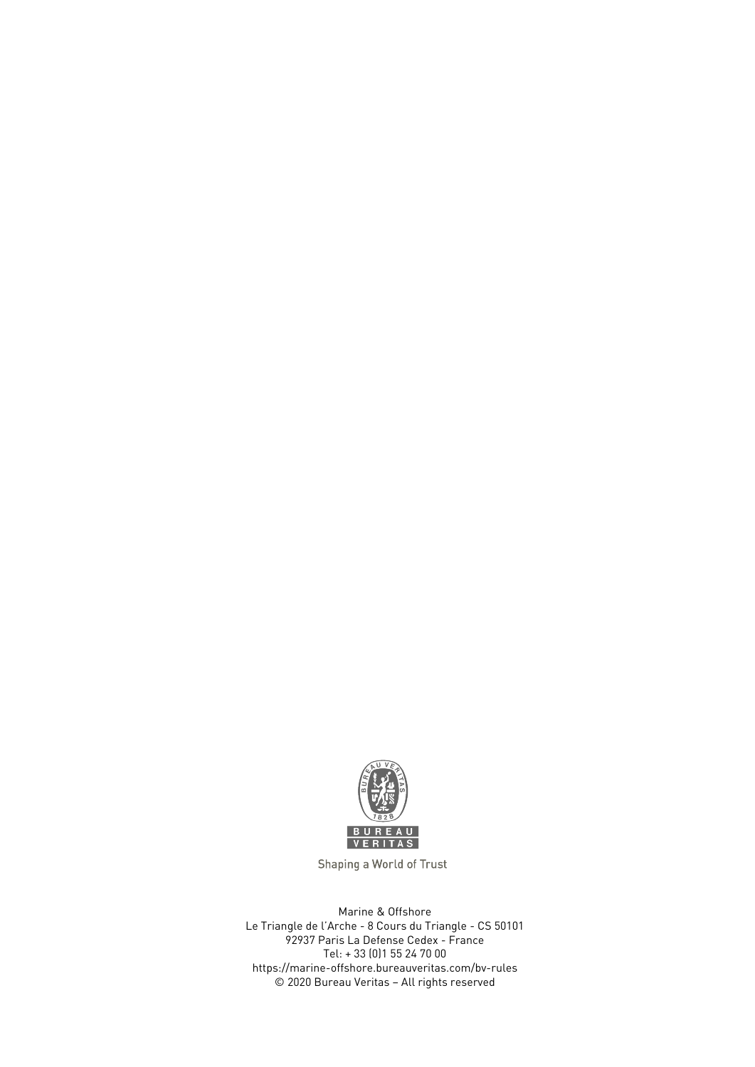BUREAU VERITAS

Shaping a World of Trust

Marine & Offshore
Le Triangle de l'Arche - 8 Cours du Triangle - CS 50101
92937 Paris La Defense Cedex - France
Tel: + 33 (0)1 55 24 70 00
https://marine-offshore.bureauveritas.com/bv-rules
© 2020 Bureau Veritas – All rights reserved